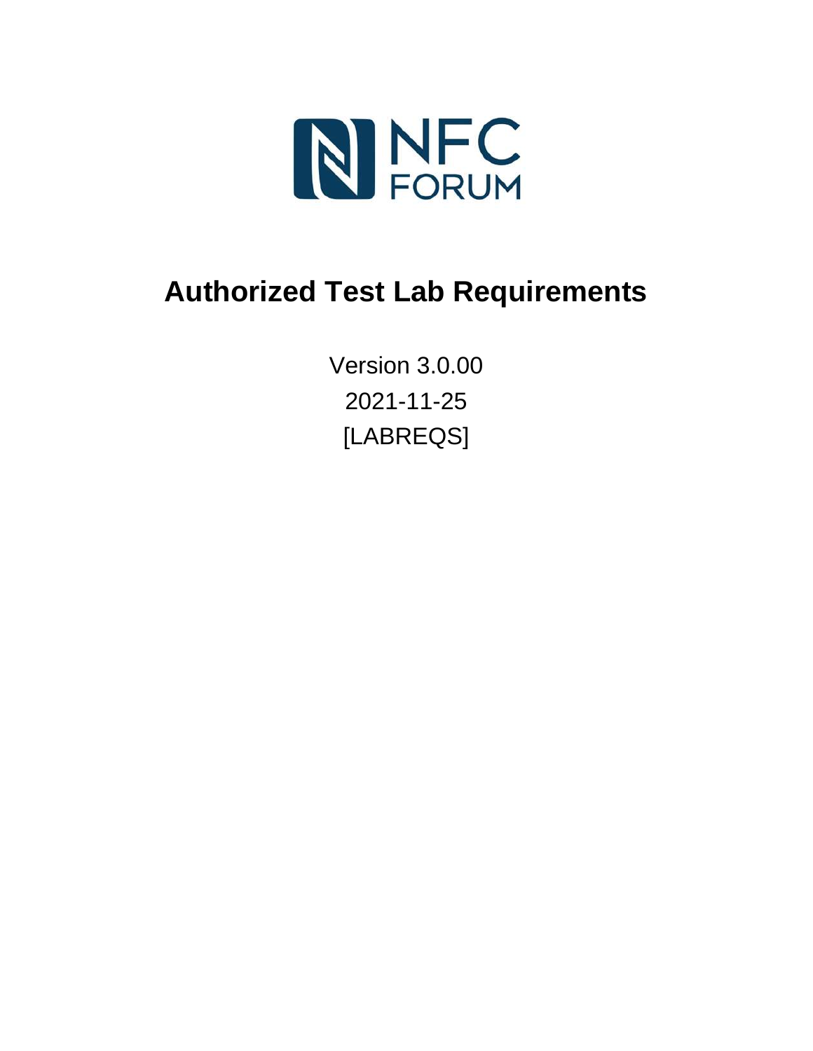NFC FORUM

# Authorized Test Lab Requirements

Version 3.0.00

2021-11-25

[LABREQS]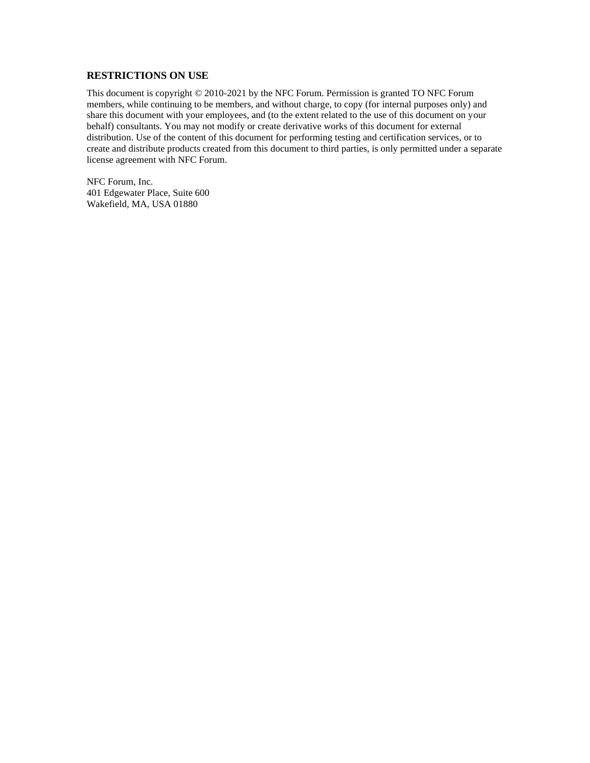## RESTRICTIONS ON USE

This document is copyright © 2010-2021 by the NFC Forum. Permission is granted TO NFC Forum members, while continuing to be members, and without charge, to copy (for internal purposes only) and share this document with your employees, and (to the extent related to the use of this document on your behalf) consultants. You may not modify or create derivative works of this document for external distribution. Use of the content of this document for performing testing and certification services, or to create and distribute products created from this document to third parties, is only permitted under a separate license agreement with NFC Forum.

NFC Forum, Inc.
401 Edgewater Place, Suite 600
Wakefield, MA, USA 01880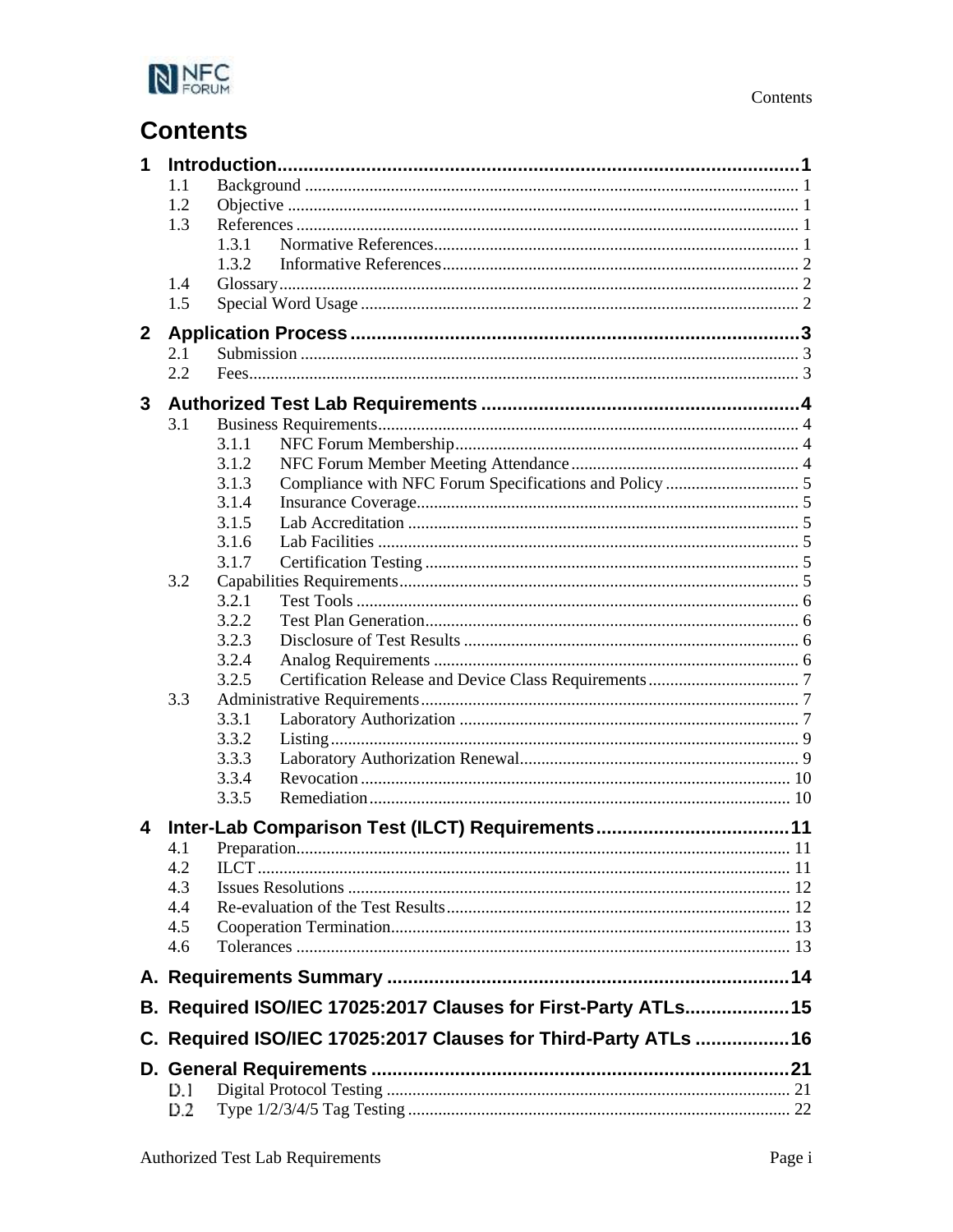# Contents

**1 Introduction ........................................................................................ 1**
- 1.1 Background ........................................................................................ 1
- 1.2 Objective ........................................................................................ 1
- 1.3 References ........................................................................................ 1
  - 1.3.1 Normative References ........................................................................ 1
  - 1.3.2 Informative References ........................................................................ 2
- 1.4 Glossary ........................................................................................ 2
- 1.5 Special Word Usage ........................................................................................ 2

**2 Application Process ........................................................................................ 3**
- 2.1 Submission ........................................................................................ 3
- 2.2 Fees ........................................................................................ 3

**3 Authorized Test Lab Requirements ........................................................................................ 4**
- 3.1 Business Requirements ........................................................................................ 4
  - 3.1.1 NFC Forum Membership ........................................................................ 4
  - 3.1.2 NFC Forum Member Meeting Attendance ........................................................................ 4
  - 3.1.3 Compliance with NFC Forum Specifications and Policy ........................................................................ 5
  - 3.1.4 Insurance Coverage ........................................................................ 5
  - 3.1.5 Lab Accreditation ........................................................................ 5
  - 3.1.6 Lab Facilities ........................................................................ 5
  - 3.1.7 Certification Testing ........................................................................ 5
- 3.2 Capabilities Requirements ........................................................................................ 5
  - 3.2.1 Test Tools ........................................................................ 6
  - 3.2.2 Test Plan Generation ........................................................................ 6
  - 3.2.3 Disclosure of Test Results ........................................................................ 6
  - 3.2.4 Analog Requirements ........................................................................ 6
  - 3.2.5 Certification Release and Device Class Requirements ........................................................................ 7
- 3.3 Administrative Requirements ........................................................................................ 7
  - 3.3.1 Laboratory Authorization ........................................................................ 7
  - 3.3.2 Listing ........................................................................ 9
  - 3.3.3 Laboratory Authorization Renewal ........................................................................ 9
  - 3.3.4 Revocation ........................................................................ 10
  - 3.3.5 Remediation ........................................................................ 10

**4 Inter-Lab Comparison Test (ILCT) Requirements ........................................................................................ 11**
- 4.1 Preparation ........................................................................................ 11
- 4.2 ILCT ........................................................................................ 11
- 4.3 Issues Resolutions ........................................................................................ 12
- 4.4 Re-evaluation of the Test Results ........................................................................................ 12
- 4.5 Cooperation Termination ........................................................................................ 13
- 4.6 Tolerances ........................................................................................ 13

**A. Requirements Summary ........................................................................................ 14**

**B. Required ISO/IEC 17025:2017 Clauses for First-Party ATLs ........................................................................................ 15**

**C. Required ISO/IEC 17025:2017 Clauses for Third-Party ATLs ........................................................................................ 16**

**D. General Requirements ........................................................................................ 21**
- D.1 Digital Protocol Testing ........................................................................................ 21
- D.2 Type 1/2/3/4/5 Tag Testing ........................................................................................ 22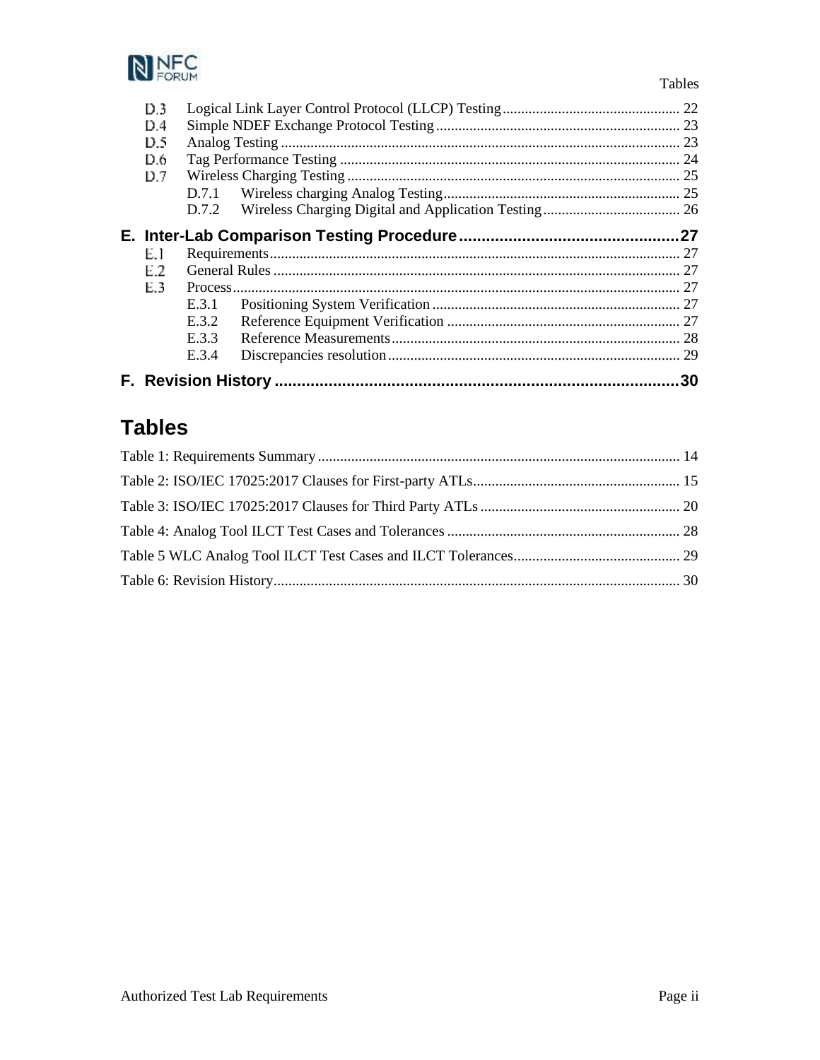D.3 Logical Link Layer Control Protocol (LLCP) Testing ........ 22
D.4 Simple NDEF Exchange Protocol Testing ........ 23
D.5 Analog Testing ........ 23
D.6 Tag Performance Testing ........ 24
D.7 Wireless Charging Testing ........ 25
D.7.1 Wireless charging Analog Testing ........ 25
D.7.2 Wireless Charging Digital and Application Testing ........ 26

**E. Inter-Lab Comparison Testing Procedure ........ 27**

E.1 Requirements ........ 27
E.2 General Rules ........ 27
E.3 Process ........ 27
E.3.1 Positioning System Verification ........ 27
E.3.2 Reference Equipment Verification ........ 27
E.3.3 Reference Measurements ........ 28
E.3.4 Discrepancies resolution ........ 29

**F. Revision History ........ 30**

# Tables

Table 1: Requirements Summary ........ 14

Table 2: ISO/IEC 17025:2017 Clauses for First-party ATLs ........ 15

Table 3: ISO/IEC 17025:2017 Clauses for Third Party ATLs ........ 20

Table 4: Analog Tool ILCT Test Cases and Tolerances ........ 28

Table 5 WLC Analog Tool ILCT Test Cases and ILCT Tolerances ........ 29

Table 6: Revision History ........ 30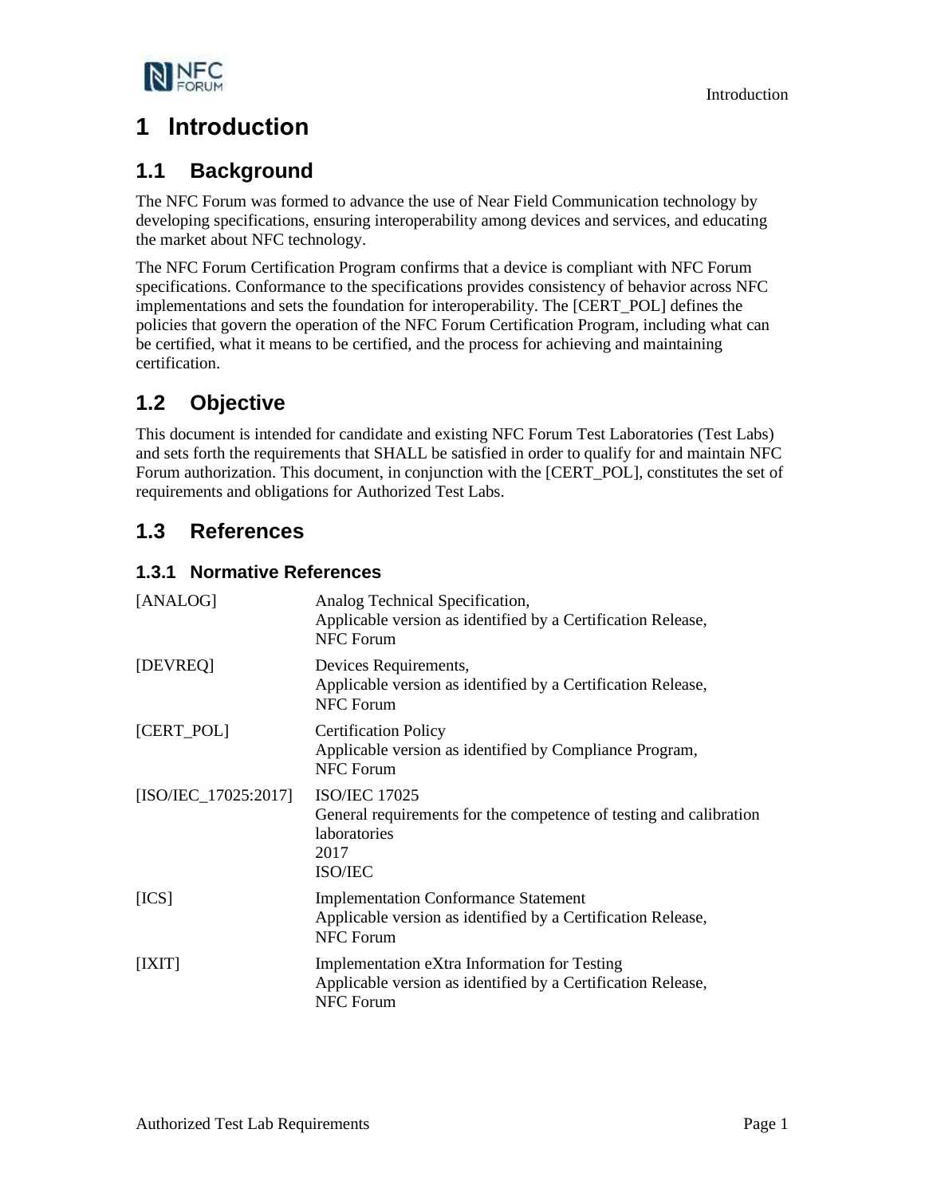# 1 Introduction

## 1.1 Background

The NFC Forum was formed to advance the use of Near Field Communication technology by developing specifications, ensuring interoperability among devices and services, and educating the market about NFC technology.

The NFC Forum Certification Program confirms that a device is compliant with NFC Forum specifications. Conformance to the specifications provides consistency of behavior across NFC implementations and sets the foundation for interoperability. The [CERT_POL] defines the policies that govern the operation of the NFC Forum Certification Program, including what can be certified, what it means to be certified, and the process for achieving and maintaining certification.

## 1.2 Objective

This document is intended for candidate and existing NFC Forum Test Laboratories (Test Labs) and sets forth the requirements that SHALL be satisfied in order to qualify for and maintain NFC Forum authorization. This document, in conjunction with the [CERT_POL], constitutes the set of requirements and obligations for Authorized Test Labs.

## 1.3 References

### 1.3.1 Normative References

| | |
|---|---|
| [ANALOG] | Analog Technical Specification,<br>Applicable version as identified by a Certification Release,<br>NFC Forum |
| [DEVREQ] | Devices Requirements,<br>Applicable version as identified by a Certification Release,<br>NFC Forum |
| [CERT_POL] | Certification Policy<br>Applicable version as identified by Compliance Program,<br>NFC Forum |
| [ISO/IEC_17025:2017] | ISO/IEC 17025<br>General requirements for the competence of testing and calibration laboratories<br>2017<br>ISO/IEC |
| [ICS] | Implementation Conformance Statement<br>Applicable version as identified by a Certification Release,<br>NFC Forum |
| [IXIT] | Implementation eXtra Information for Testing<br>Applicable version as identified by a Certification Release,<br>NFC Forum |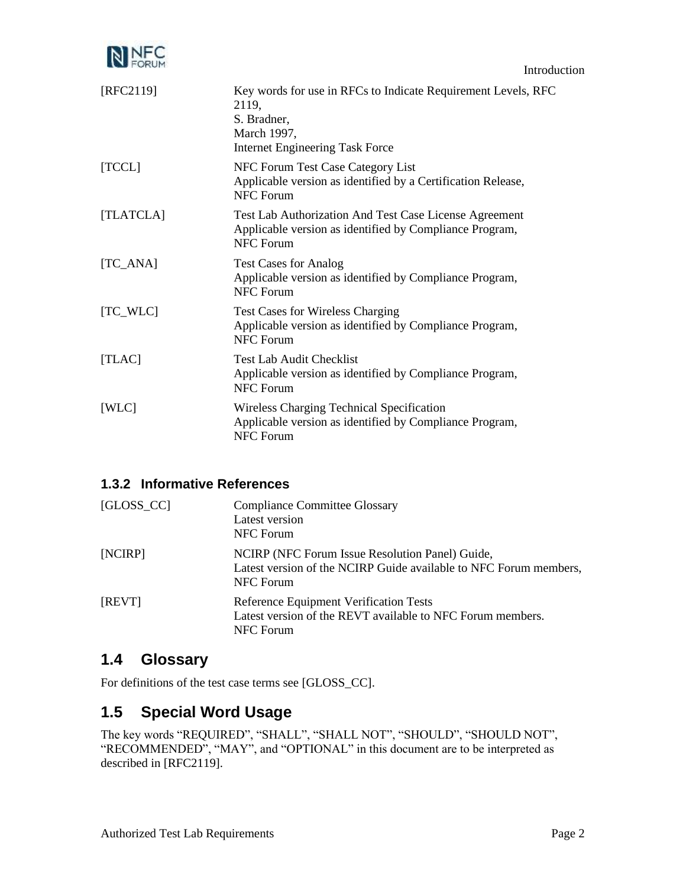[RFC2119] Key words for use in RFCs to Indicate Requirement Levels, RFC 2119,
S. Bradner,
March 1997,
Internet Engineering Task Force

[TCCL] NFC Forum Test Case Category List
Applicable version as identified by a Certification Release,
NFC Forum

[TLATCLA] Test Lab Authorization And Test Case License Agreement
Applicable version as identified by Compliance Program,
NFC Forum

[TC_ANA] Test Cases for Analog
Applicable version as identified by Compliance Program,
NFC Forum

[TC_WLC] Test Cases for Wireless Charging
Applicable version as identified by Compliance Program,
NFC Forum

[TLAC] Test Lab Audit Checklist
Applicable version as identified by Compliance Program,
NFC Forum

[WLC] Wireless Charging Technical Specification
Applicable version as identified by Compliance Program,
NFC Forum

### 1.3.2 Informative References

[GLOSS_CC] Compliance Committee Glossary
Latest version
NFC Forum

[NCIRP] NCIRP (NFC Forum Issue Resolution Panel) Guide,
Latest version of the NCIRP Guide available to NFC Forum members,
NFC Forum

[REVT] Reference Equipment Verification Tests
Latest version of the REVT available to NFC Forum members.
NFC Forum

## 1.4 Glossary

For definitions of the test case terms see [GLOSS_CC].

## 1.5 Special Word Usage

The key words “REQUIRED”, “SHALL”, “SHALL NOT”, “SHOULD”, “SHOULD NOT”, “RECOMMENDED”, “MAY”, and “OPTIONAL” in this document are to be interpreted as described in [RFC2119].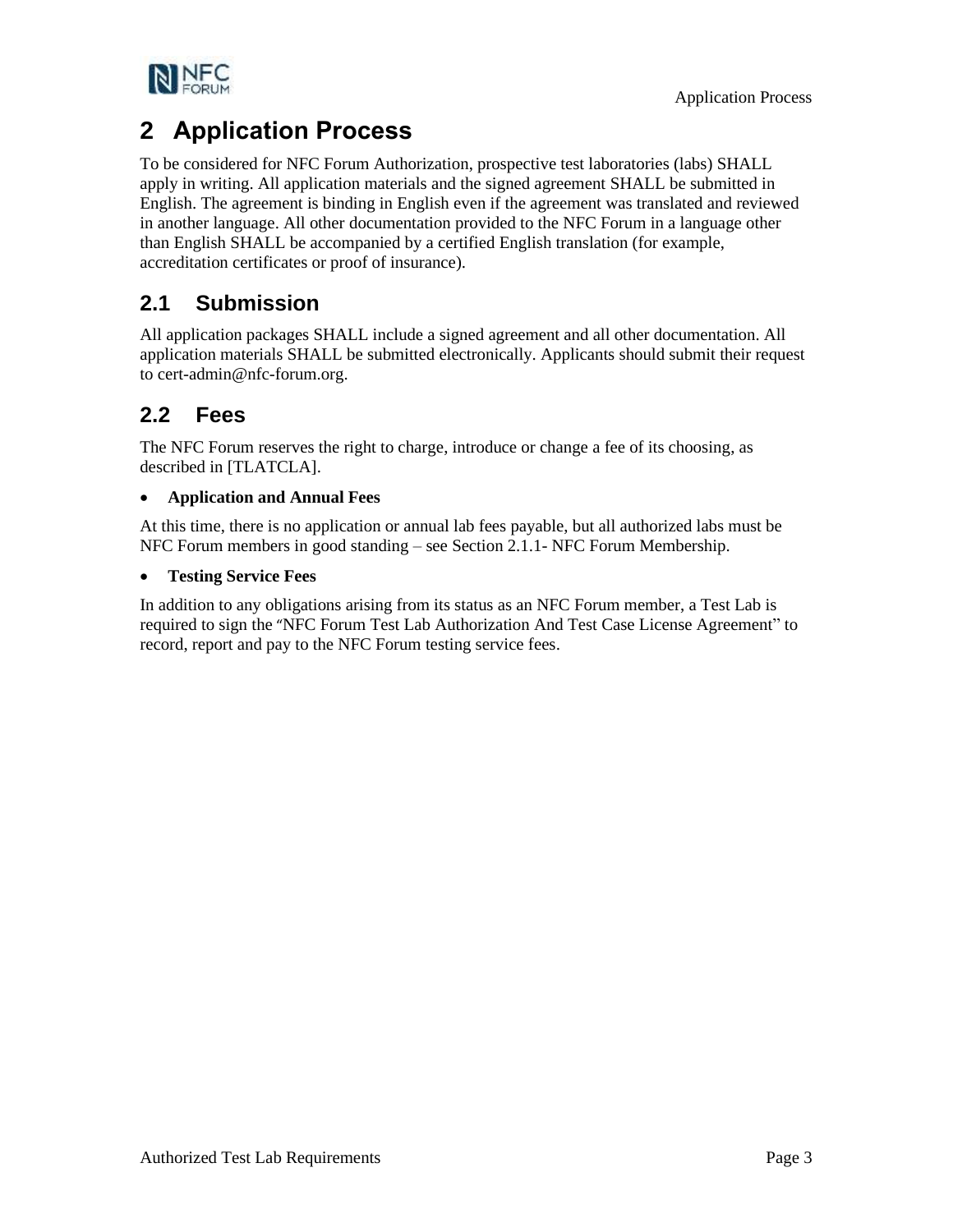# 2 Application Process

To be considered for NFC Forum Authorization, prospective test laboratories (labs) SHALL apply in writing. All application materials and the signed agreement SHALL be submitted in English. The agreement is binding in English even if the agreement was translated and reviewed in another language. All other documentation provided to the NFC Forum in a language other than English SHALL be accompanied by a certified English translation (for example, accreditation certificates or proof of insurance).

## 2.1 Submission

All application packages SHALL include a signed agreement and all other documentation. All application materials SHALL be submitted electronically. Applicants should submit their request to cert-admin@nfc-forum.org.

## 2.2 Fees

The NFC Forum reserves the right to charge, introduce or change a fee of its choosing, as described in [TLATCLA].

- **Application and Annual Fees**

At this time, there is no application or annual lab fees payable, but all authorized labs must be NFC Forum members in good standing – see Section 2.1.1- NFC Forum Membership.

- **Testing Service Fees**

In addition to any obligations arising from its status as an NFC Forum member, a Test Lab is required to sign the "NFC Forum Test Lab Authorization And Test Case License Agreement" to record, report and pay to the NFC Forum testing service fees.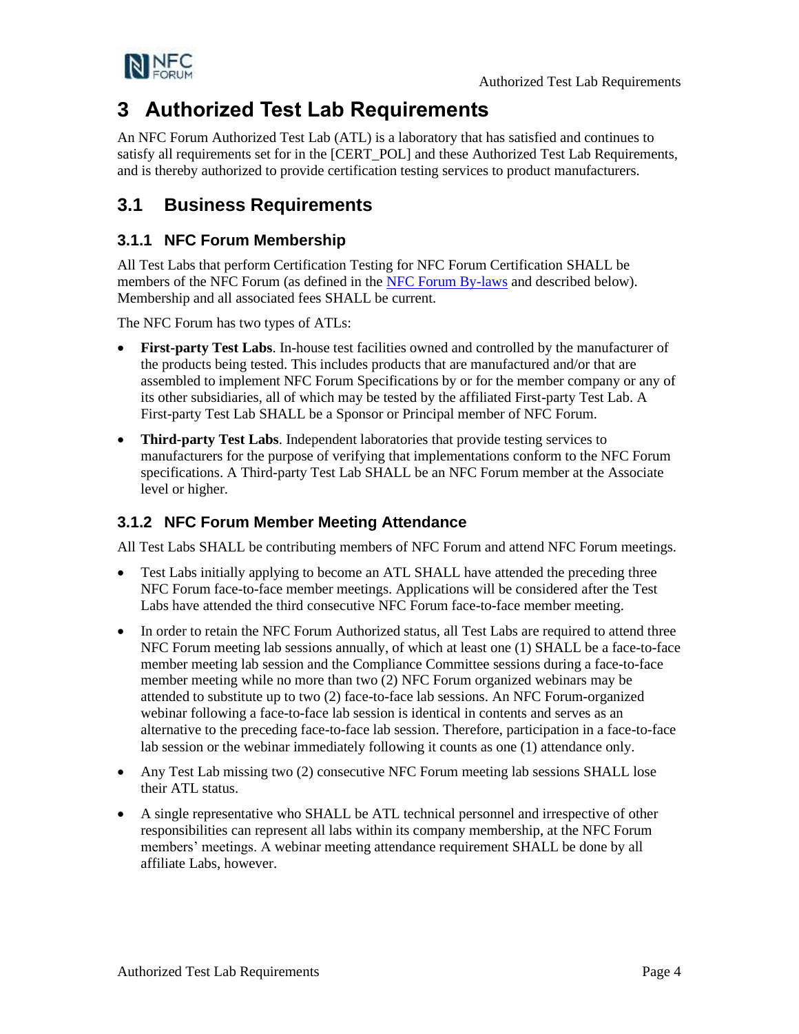# 3 Authorized Test Lab Requirements

An NFC Forum Authorized Test Lab (ATL) is a laboratory that has satisfied and continues to satisfy all requirements set for in the [CERT_POL] and these Authorized Test Lab Requirements, and is thereby authorized to provide certification testing services to product manufacturers.

## 3.1 Business Requirements

### 3.1.1 NFC Forum Membership

All Test Labs that perform Certification Testing for NFC Forum Certification SHALL be members of the NFC Forum (as defined in the NFC Forum By-laws and described below). Membership and all associated fees SHALL be current.

The NFC Forum has two types of ATLs:

- **First-party Test Labs**. In-house test facilities owned and controlled by the manufacturer of the products being tested. This includes products that are manufactured and/or that are assembled to implement NFC Forum Specifications by or for the member company or any of its other subsidiaries, all of which may be tested by the affiliated First-party Test Lab. A First-party Test Lab SHALL be a Sponsor or Principal member of NFC Forum.
- **Third-party Test Labs**. Independent laboratories that provide testing services to manufacturers for the purpose of verifying that implementations conform to the NFC Forum specifications. A Third-party Test Lab SHALL be an NFC Forum member at the Associate level or higher.

### 3.1.2 NFC Forum Member Meeting Attendance

All Test Labs SHALL be contributing members of NFC Forum and attend NFC Forum meetings.

- Test Labs initially applying to become an ATL SHALL have attended the preceding three NFC Forum face-to-face member meetings. Applications will be considered after the Test Labs have attended the third consecutive NFC Forum face-to-face member meeting.
- In order to retain the NFC Forum Authorized status, all Test Labs are required to attend three NFC Forum meeting lab sessions annually, of which at least one (1) SHALL be a face-to-face member meeting lab session and the Compliance Committee sessions during a face-to-face member meeting while no more than two (2) NFC Forum organized webinars may be attended to substitute up to two (2) face-to-face lab sessions. An NFC Forum-organized webinar following a face-to-face lab session is identical in contents and serves as an alternative to the preceding face-to-face lab session. Therefore, participation in a face-to-face lab session or the webinar immediately following it counts as one (1) attendance only.
- Any Test Lab missing two (2) consecutive NFC Forum meeting lab sessions SHALL lose their ATL status.
- A single representative who SHALL be ATL technical personnel and irrespective of other responsibilities can represent all labs within its company membership, at the NFC Forum members' meetings. A webinar meeting attendance requirement SHALL be done by all affiliate Labs, however.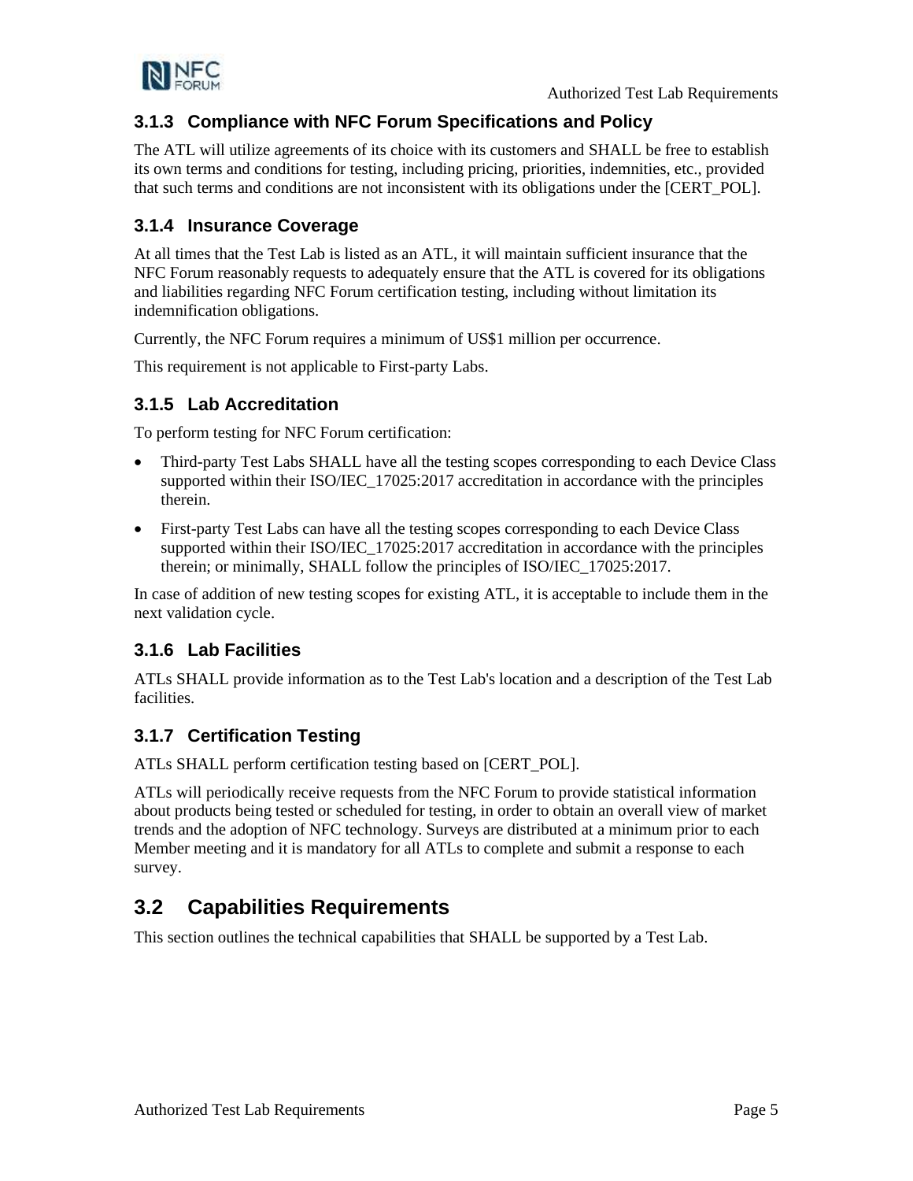### 3.1.3 Compliance with NFC Forum Specifications and Policy

The ATL will utilize agreements of its choice with its customers and SHALL be free to establish its own terms and conditions for testing, including pricing, priorities, indemnities, etc., provided that such terms and conditions are not inconsistent with its obligations under the [CERT_POL].

### 3.1.4 Insurance Coverage

At all times that the Test Lab is listed as an ATL, it will maintain sufficient insurance that the NFC Forum reasonably requests to adequately ensure that the ATL is covered for its obligations and liabilities regarding NFC Forum certification testing, including without limitation its indemnification obligations.

Currently, the NFC Forum requires a minimum of US$1 million per occurrence.

This requirement is not applicable to First-party Labs.

### 3.1.5 Lab Accreditation

To perform testing for NFC Forum certification:

- Third-party Test Labs SHALL have all the testing scopes corresponding to each Device Class supported within their ISO/IEC_17025:2017 accreditation in accordance with the principles therein.
- First-party Test Labs can have all the testing scopes corresponding to each Device Class supported within their ISO/IEC_17025:2017 accreditation in accordance with the principles therein; or minimally, SHALL follow the principles of ISO/IEC_17025:2017.

In case of addition of new testing scopes for existing ATL, it is acceptable to include them in the next validation cycle.

### 3.1.6 Lab Facilities

ATLs SHALL provide information as to the Test Lab's location and a description of the Test Lab facilities.

### 3.1.7 Certification Testing

ATLs SHALL perform certification testing based on [CERT_POL].

ATLs will periodically receive requests from the NFC Forum to provide statistical information about products being tested or scheduled for testing, in order to obtain an overall view of market trends and the adoption of NFC technology. Surveys are distributed at a minimum prior to each Member meeting and it is mandatory for all ATLs to complete and submit a response to each survey.

## 3.2 Capabilities Requirements

This section outlines the technical capabilities that SHALL be supported by a Test Lab.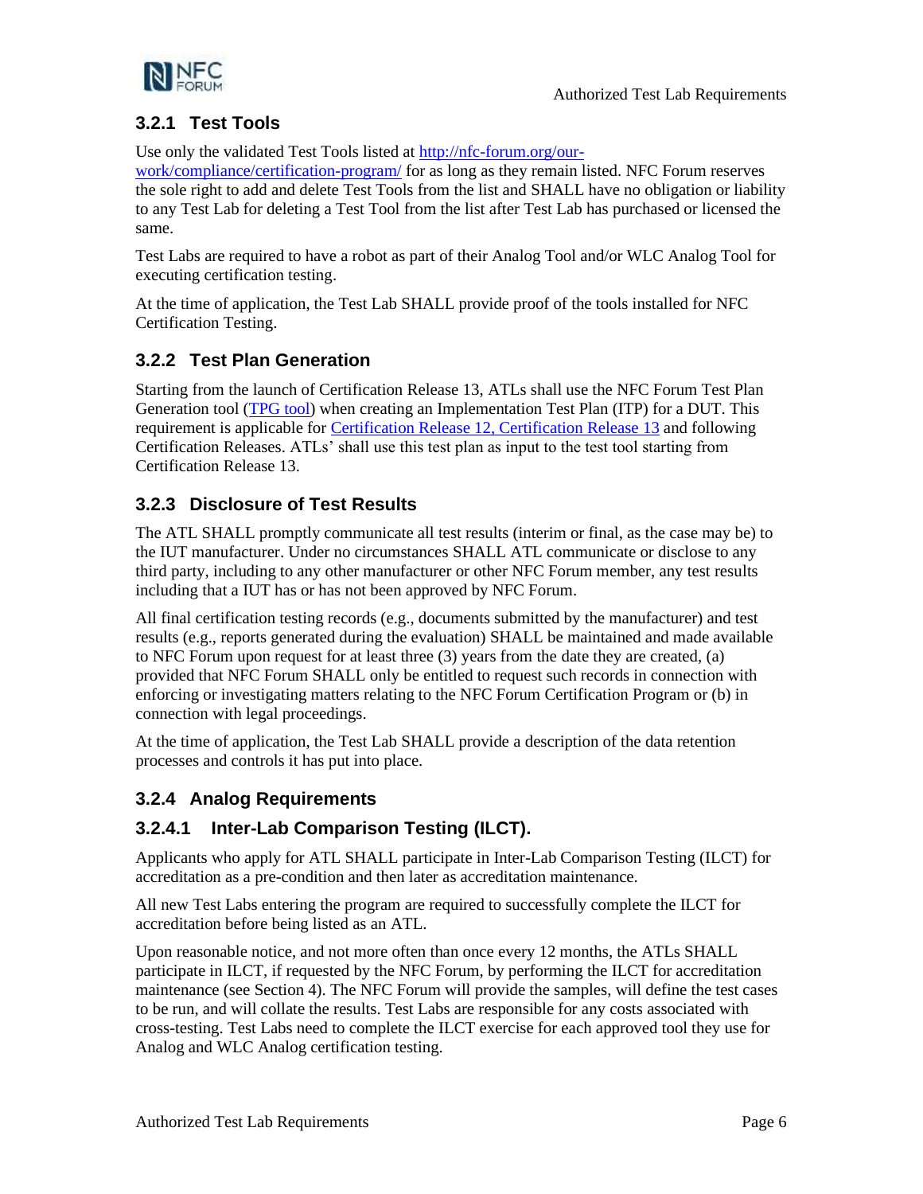### 3.2.1 Test Tools

Use only the validated Test Tools listed at [http://nfc-forum.org/our-work/compliance/certification-program/](http://nfc-forum.org/our-work/compliance/certification-program/) for as long as they remain listed. NFC Forum reserves the sole right to add and delete Test Tools from the list and SHALL have no obligation or liability to any Test Lab for deleting a Test Tool from the list after Test Lab has purchased or licensed the same.

Test Labs are required to have a robot as part of their Analog Tool and/or WLC Analog Tool for executing certification testing.

At the time of application, the Test Lab SHALL provide proof of the tools installed for NFC Certification Testing.

### 3.2.2 Test Plan Generation

Starting from the launch of Certification Release 13, ATLs shall use the NFC Forum Test Plan Generation tool (TPG tool) when creating an Implementation Test Plan (ITP) for a DUT. This requirement is applicable for Certification Release 12, Certification Release 13 and following Certification Releases. ATLs' shall use this test plan as input to the test tool starting from Certification Release 13.

### 3.2.3 Disclosure of Test Results

The ATL SHALL promptly communicate all test results (interim or final, as the case may be) to the IUT manufacturer. Under no circumstances SHALL ATL communicate or disclose to any third party, including to any other manufacturer or other NFC Forum member, any test results including that a IUT has or has not been approved by NFC Forum.

All final certification testing records (e.g., documents submitted by the manufacturer) and test results (e.g., reports generated during the evaluation) SHALL be maintained and made available to NFC Forum upon request for at least three (3) years from the date they are created, (a) provided that NFC Forum SHALL only be entitled to request such records in connection with enforcing or investigating matters relating to the NFC Forum Certification Program or (b) in connection with legal proceedings.

At the time of application, the Test Lab SHALL provide a description of the data retention processes and controls it has put into place.

### 3.2.4 Analog Requirements

#### 3.2.4.1 Inter-Lab Comparison Testing (ILCT).

Applicants who apply for ATL SHALL participate in Inter-Lab Comparison Testing (ILCT) for accreditation as a pre-condition and then later as accreditation maintenance.

All new Test Labs entering the program are required to successfully complete the ILCT for accreditation before being listed as an ATL.

Upon reasonable notice, and not more often than once every 12 months, the ATLs SHALL participate in ILCT, if requested by the NFC Forum, by performing the ILCT for accreditation maintenance (see Section 4). The NFC Forum will provide the samples, will define the test cases to be run, and will collate the results. Test Labs are responsible for any costs associated with cross-testing. Test Labs need to complete the ILCT exercise for each approved tool they use for Analog and WLC Analog certification testing.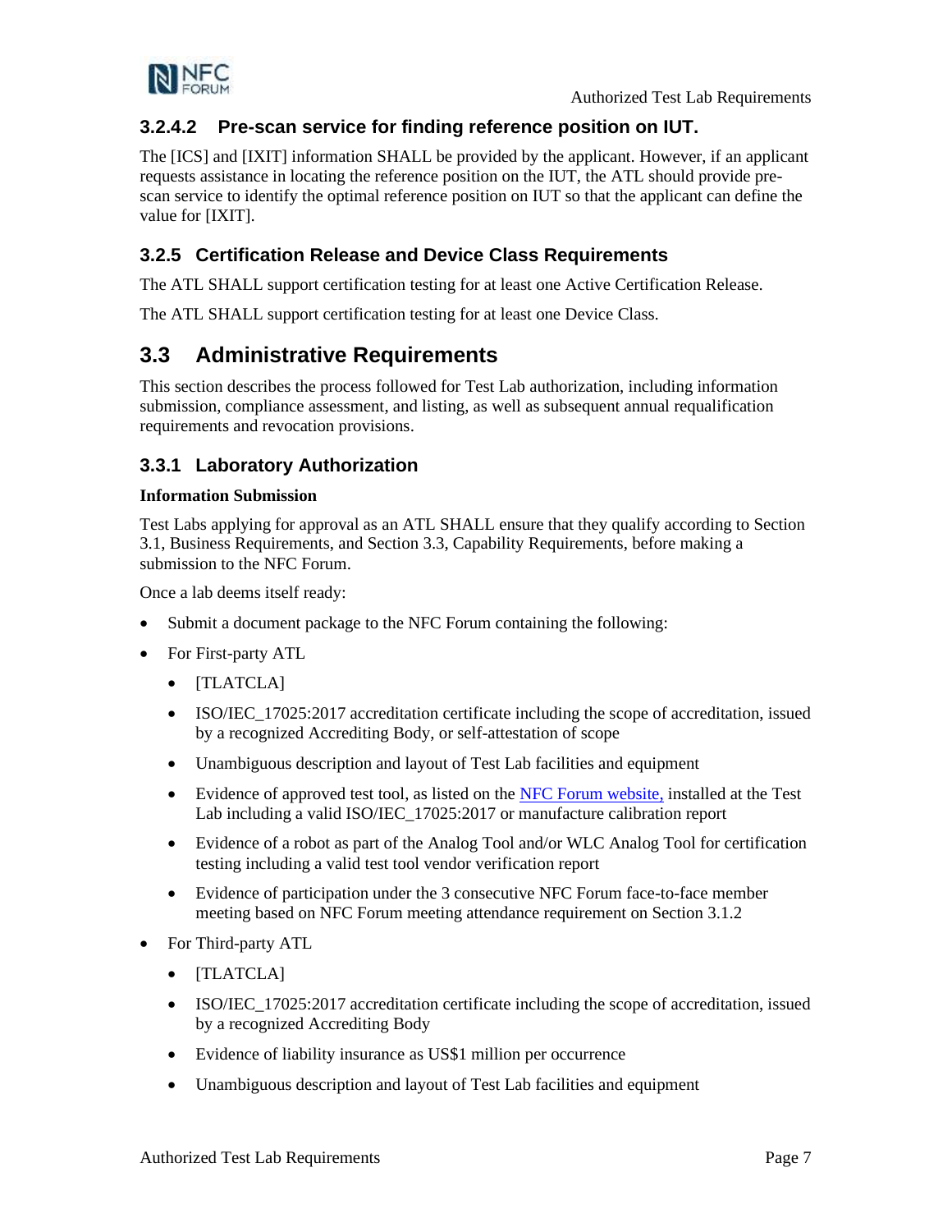#### 3.2.4.2 Pre-scan service for finding reference position on IUT.

The [ICS] and [IXIT] information SHALL be provided by the applicant. However, if an applicant requests assistance in locating the reference position on the IUT, the ATL should provide pre-scan service to identify the optimal reference position on IUT so that the applicant can define the value for [IXIT].

### 3.2.5 Certification Release and Device Class Requirements

The ATL SHALL support certification testing for at least one Active Certification Release.

The ATL SHALL support certification testing for at least one Device Class.

## 3.3 Administrative Requirements

This section describes the process followed for Test Lab authorization, including information submission, compliance assessment, and listing, as well as subsequent annual requalification requirements and revocation provisions.

### 3.3.1 Laboratory Authorization

**Information Submission**

Test Labs applying for approval as an ATL SHALL ensure that they qualify according to Section 3.1, Business Requirements, and Section 3.3, Capability Requirements, before making a submission to the NFC Forum.

Once a lab deems itself ready:

- Submit a document package to the NFC Forum containing the following:
- For First-party ATL
  - [TLATCLA]
  - ISO/IEC_17025:2017 accreditation certificate including the scope of accreditation, issued by a recognized Accrediting Body, or self-attestation of scope
  - Unambiguous description and layout of Test Lab facilities and equipment
  - Evidence of approved test tool, as listed on the NFC Forum website, installed at the Test Lab including a valid ISO/IEC_17025:2017 or manufacture calibration report
  - Evidence of a robot as part of the Analog Tool and/or WLC Analog Tool for certification testing including a valid test tool vendor verification report
  - Evidence of participation under the 3 consecutive NFC Forum face-to-face member meeting based on NFC Forum meeting attendance requirement on Section 3.1.2
- For Third-party ATL
  - [TLATCLA]
  - ISO/IEC_17025:2017 accreditation certificate including the scope of accreditation, issued by a recognized Accrediting Body
  - Evidence of liability insurance as US$1 million per occurrence
  - Unambiguous description and layout of Test Lab facilities and equipment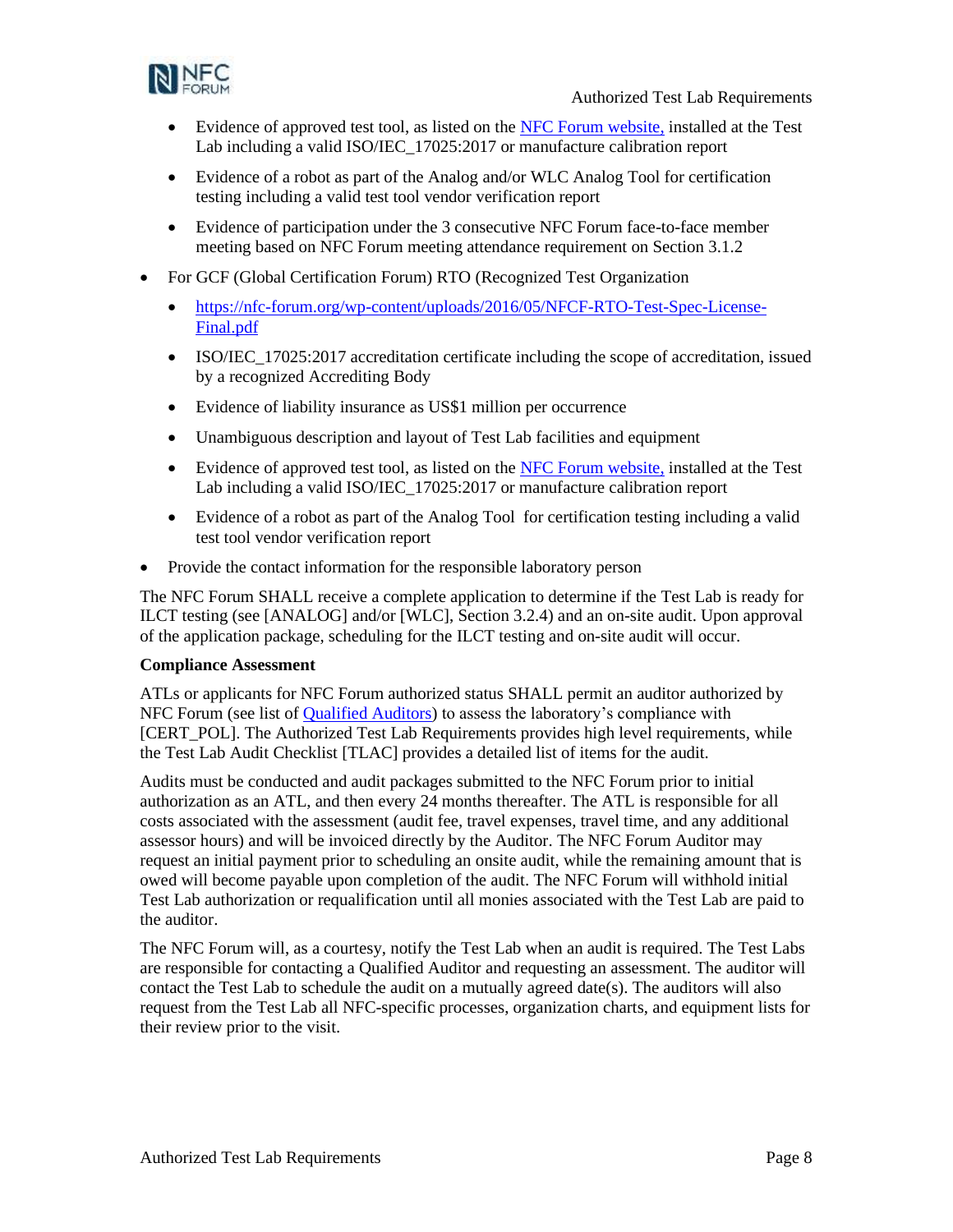- Evidence of approved test tool, as listed on the [NFC Forum website,](#) installed at the Test Lab including a valid ISO/IEC_17025:2017 or manufacture calibration report
  - Evidence of a robot as part of the Analog and/or WLC Analog Tool for certification testing including a valid test tool vendor verification report
  - Evidence of participation under the 3 consecutive NFC Forum face-to-face member meeting based on NFC Forum meeting attendance requirement on Section 3.1.2
- For GCF (Global Certification Forum) RTO (Recognized Test Organization
  - [https://nfc-forum.org/wp-content/uploads/2016/05/NFCF-RTO-Test-Spec-License-Final.pdf](https://nfc-forum.org/wp-content/uploads/2016/05/NFCF-RTO-Test-Spec-License-Final.pdf)
  - ISO/IEC_17025:2017 accreditation certificate including the scope of accreditation, issued by a recognized Accrediting Body
  - Evidence of liability insurance as US$1 million per occurrence
  - Unambiguous description and layout of Test Lab facilities and equipment
  - Evidence of approved test tool, as listed on the [NFC Forum website,](#) installed at the Test Lab including a valid ISO/IEC_17025:2017 or manufacture calibration report
  - Evidence of a robot as part of the Analog Tool for certification testing including a valid test tool vendor verification report
- Provide the contact information for the responsible laboratory person

The NFC Forum SHALL receive a complete application to determine if the Test Lab is ready for ILCT testing (see [ANALOG] and/or [WLC], Section 3.2.4) and an on-site audit. Upon approval of the application package, scheduling for the ILCT testing and on-site audit will occur.

**Compliance Assessment**

ATLs or applicants for NFC Forum authorized status SHALL permit an auditor authorized by NFC Forum (see list of [Qualified Auditors](#)) to assess the laboratory's compliance with [CERT_POL]. The Authorized Test Lab Requirements provides high level requirements, while the Test Lab Audit Checklist [TLAC] provides a detailed list of items for the audit.

Audits must be conducted and audit packages submitted to the NFC Forum prior to initial authorization as an ATL, and then every 24 months thereafter. The ATL is responsible for all costs associated with the assessment (audit fee, travel expenses, travel time, and any additional assessor hours) and will be invoiced directly by the Auditor. The NFC Forum Auditor may request an initial payment prior to scheduling an onsite audit, while the remaining amount that is owed will become payable upon completion of the audit. The NFC Forum will withhold initial Test Lab authorization or requalification until all monies associated with the Test Lab are paid to the auditor.

The NFC Forum will, as a courtesy, notify the Test Lab when an audit is required. The Test Labs are responsible for contacting a Qualified Auditor and requesting an assessment. The auditor will contact the Test Lab to schedule the audit on a mutually agreed date(s). The auditors will also request from the Test Lab all NFC-specific processes, organization charts, and equipment lists for their review prior to the visit.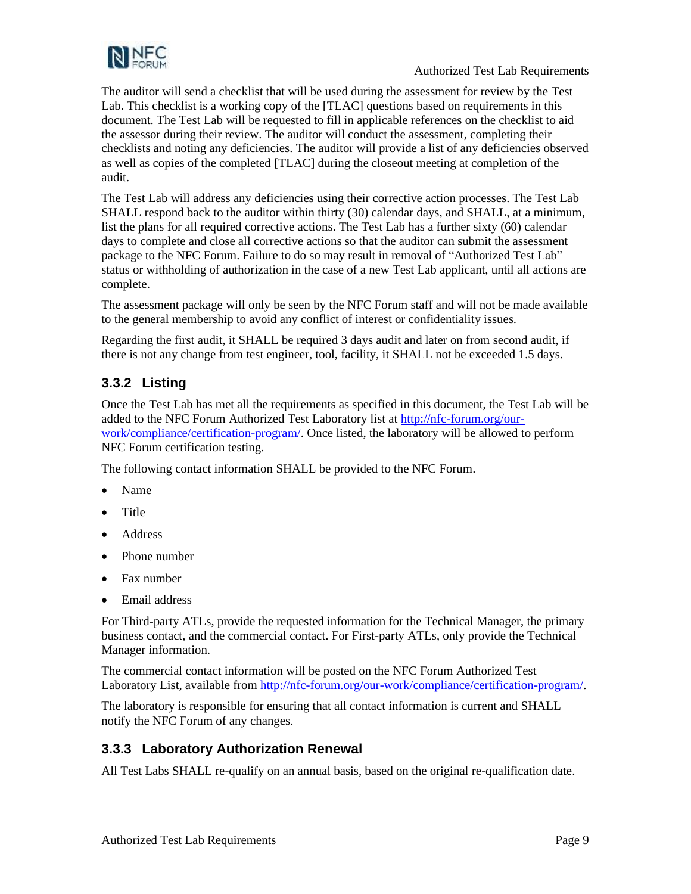The auditor will send a checklist that will be used during the assessment for review by the Test Lab. This checklist is a working copy of the [TLAC] questions based on requirements in this document. The Test Lab will be requested to fill in applicable references on the checklist to aid the assessor during their review. The auditor will conduct the assessment, completing their checklists and noting any deficiencies. The auditor will provide a list of any deficiencies observed as well as copies of the completed [TLAC] during the closeout meeting at completion of the audit.

The Test Lab will address any deficiencies using their corrective action processes. The Test Lab SHALL respond back to the auditor within thirty (30) calendar days, and SHALL, at a minimum, list the plans for all required corrective actions. The Test Lab has a further sixty (60) calendar days to complete and close all corrective actions so that the auditor can submit the assessment package to the NFC Forum. Failure to do so may result in removal of "Authorized Test Lab" status or withholding of authorization in the case of a new Test Lab applicant, until all actions are complete.

The assessment package will only be seen by the NFC Forum staff and will not be made available to the general membership to avoid any conflict of interest or confidentiality issues.

Regarding the first audit, it SHALL be required 3 days audit and later on from second audit, if there is not any change from test engineer, tool, facility, it SHALL not be exceeded 1.5 days.

### 3.3.2 Listing

Once the Test Lab has met all the requirements as specified in this document, the Test Lab will be added to the NFC Forum Authorized Test Laboratory list at http://nfc-forum.org/our-work/compliance/certification-program/. Once listed, the laboratory will be allowed to perform NFC Forum certification testing.

The following contact information SHALL be provided to the NFC Forum.

- Name
- Title
- Address
- Phone number
- Fax number
- Email address

For Third-party ATLs, provide the requested information for the Technical Manager, the primary business contact, and the commercial contact. For First-party ATLs, only provide the Technical Manager information.

The commercial contact information will be posted on the NFC Forum Authorized Test Laboratory List, available from http://nfc-forum.org/our-work/compliance/certification-program/.

The laboratory is responsible for ensuring that all contact information is current and SHALL notify the NFC Forum of any changes.

### 3.3.3 Laboratory Authorization Renewal

All Test Labs SHALL re-qualify on an annual basis, based on the original re-qualification date.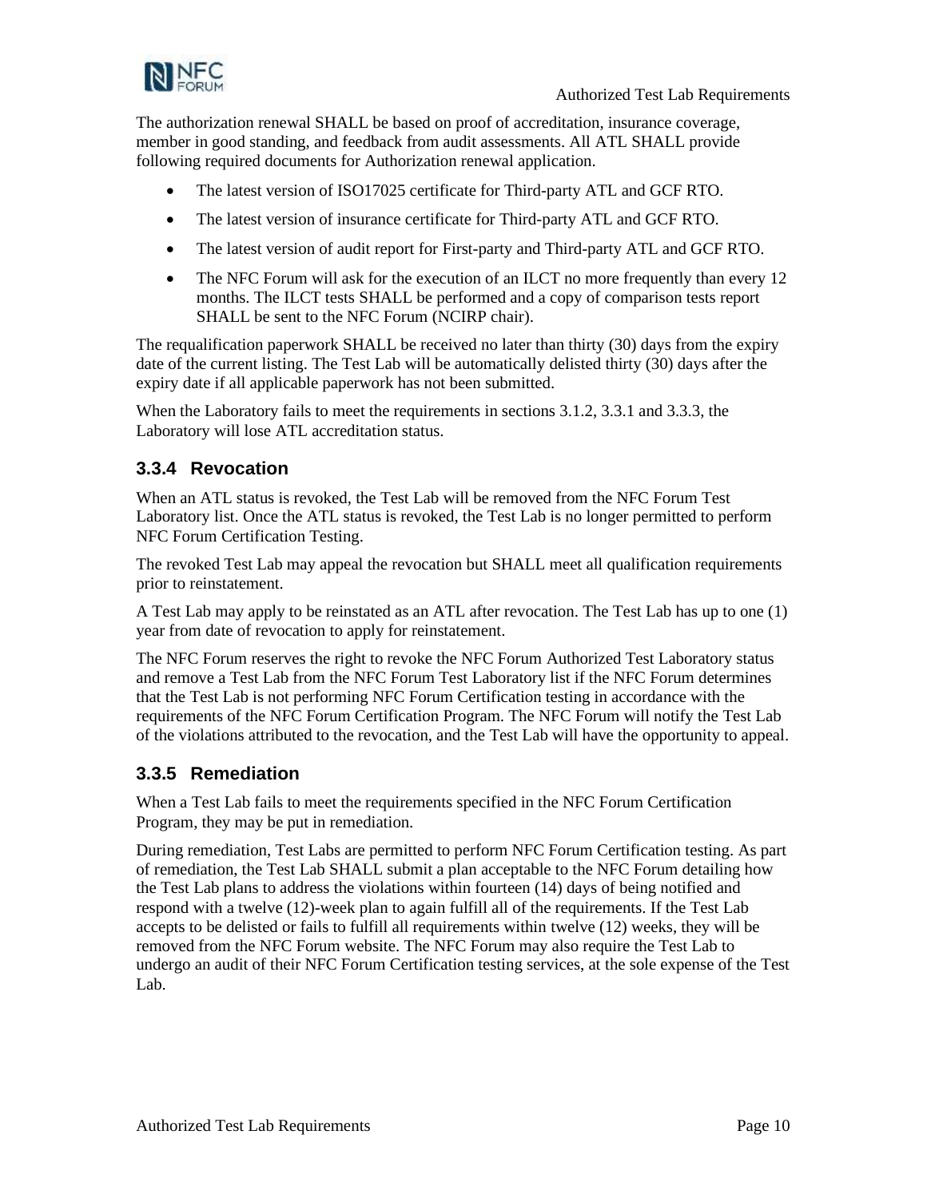The authorization renewal SHALL be based on proof of accreditation, insurance coverage, member in good standing, and feedback from audit assessments. All ATL SHALL provide following required documents for Authorization renewal application.

- The latest version of ISO17025 certificate for Third-party ATL and GCF RTO.
- The latest version of insurance certificate for Third-party ATL and GCF RTO.
- The latest version of audit report for First-party and Third-party ATL and GCF RTO.
- The NFC Forum will ask for the execution of an ILCT no more frequently than every 12 months. The ILCT tests SHALL be performed and a copy of comparison tests report SHALL be sent to the NFC Forum (NCIRP chair).

The requalification paperwork SHALL be received no later than thirty (30) days from the expiry date of the current listing. The Test Lab will be automatically delisted thirty (30) days after the expiry date if all applicable paperwork has not been submitted.

When the Laboratory fails to meet the requirements in sections 3.1.2, 3.3.1 and 3.3.3, the Laboratory will lose ATL accreditation status.

### 3.3.4 Revocation

When an ATL status is revoked, the Test Lab will be removed from the NFC Forum Test Laboratory list. Once the ATL status is revoked, the Test Lab is no longer permitted to perform NFC Forum Certification Testing.

The revoked Test Lab may appeal the revocation but SHALL meet all qualification requirements prior to reinstatement.

A Test Lab may apply to be reinstated as an ATL after revocation. The Test Lab has up to one (1) year from date of revocation to apply for reinstatement.

The NFC Forum reserves the right to revoke the NFC Forum Authorized Test Laboratory status and remove a Test Lab from the NFC Forum Test Laboratory list if the NFC Forum determines that the Test Lab is not performing NFC Forum Certification testing in accordance with the requirements of the NFC Forum Certification Program. The NFC Forum will notify the Test Lab of the violations attributed to the revocation, and the Test Lab will have the opportunity to appeal.

### 3.3.5 Remediation

When a Test Lab fails to meet the requirements specified in the NFC Forum Certification Program, they may be put in remediation.

During remediation, Test Labs are permitted to perform NFC Forum Certification testing. As part of remediation, the Test Lab SHALL submit a plan acceptable to the NFC Forum detailing how the Test Lab plans to address the violations within fourteen (14) days of being notified and respond with a twelve (12)-week plan to again fulfill all of the requirements. If the Test Lab accepts to be delisted or fails to fulfill all requirements within twelve (12) weeks, they will be removed from the NFC Forum website. The NFC Forum may also require the Test Lab to undergo an audit of their NFC Forum Certification testing services, at the sole expense of the Test Lab.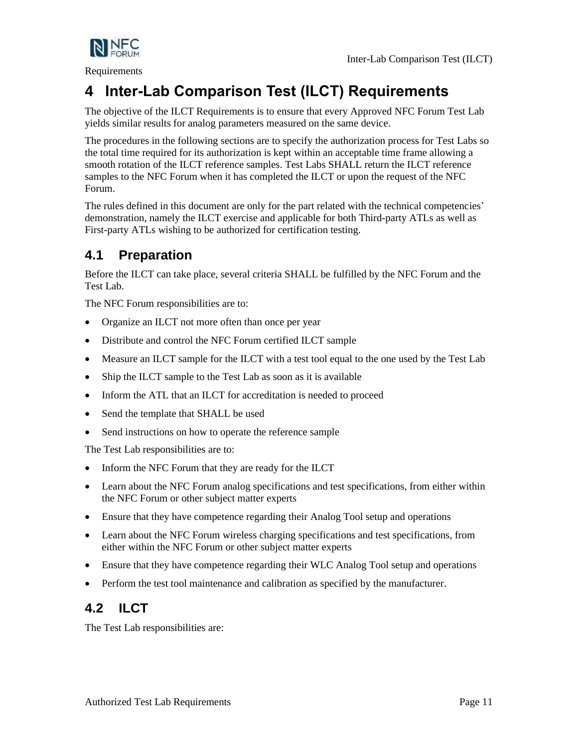# 4 Inter-Lab Comparison Test (ILCT) Requirements

The objective of the ILCT Requirements is to ensure that every Approved NFC Forum Test Lab yields similar results for analog parameters measured on the same device.

The procedures in the following sections are to specify the authorization process for Test Labs so the total time required for its authorization is kept within an acceptable time frame allowing a smooth rotation of the ILCT reference samples. Test Labs SHALL return the ILCT reference samples to the NFC Forum when it has completed the ILCT or upon the request of the NFC Forum.

The rules defined in this document are only for the part related with the technical competencies' demonstration, namely the ILCT exercise and applicable for both Third-party ATLs as well as First-party ATLs wishing to be authorized for certification testing.

## 4.1 Preparation

Before the ILCT can take place, several criteria SHALL be fulfilled by the NFC Forum and the Test Lab.

The NFC Forum responsibilities are to:

- Organize an ILCT not more often than once per year
- Distribute and control the NFC Forum certified ILCT sample
- Measure an ILCT sample for the ILCT with a test tool equal to the one used by the Test Lab
- Ship the ILCT sample to the Test Lab as soon as it is available
- Inform the ATL that an ILCT for accreditation is needed to proceed
- Send the template that SHALL be used
- Send instructions on how to operate the reference sample

The Test Lab responsibilities are to:

- Inform the NFC Forum that they are ready for the ILCT
- Learn about the NFC Forum analog specifications and test specifications, from either within the NFC Forum or other subject matter experts
- Ensure that they have competence regarding their Analog Tool setup and operations
- Learn about the NFC Forum wireless charging specifications and test specifications, from either within the NFC Forum or other subject matter experts
- Ensure that they have competence regarding their WLC Analog Tool setup and operations
- Perform the test tool maintenance and calibration as specified by the manufacturer.

## 4.2 ILCT

The Test Lab responsibilities are: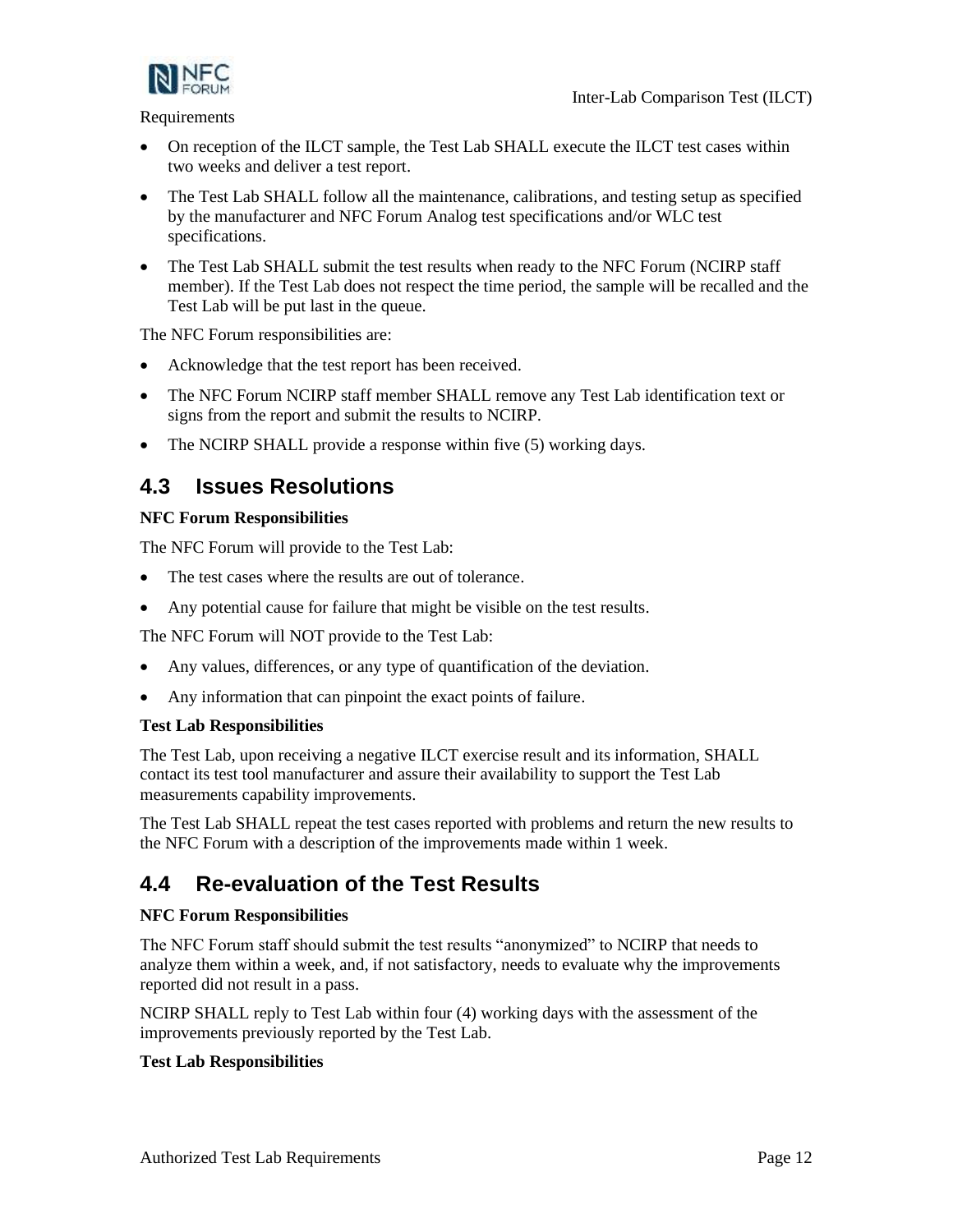Requirements

- On reception of the ILCT sample, the Test Lab SHALL execute the ILCT test cases within two weeks and deliver a test report.
- The Test Lab SHALL follow all the maintenance, calibrations, and testing setup as specified by the manufacturer and NFC Forum Analog test specifications and/or WLC test specifications.
- The Test Lab SHALL submit the test results when ready to the NFC Forum (NCIRP staff member). If the Test Lab does not respect the time period, the sample will be recalled and the Test Lab will be put last in the queue.

The NFC Forum responsibilities are:

- Acknowledge that the test report has been received.
- The NFC Forum NCIRP staff member SHALL remove any Test Lab identification text or signs from the report and submit the results to NCIRP.
- The NCIRP SHALL provide a response within five (5) working days.

## 4.3 Issues Resolutions

**NFC Forum Responsibilities**

The NFC Forum will provide to the Test Lab:

- The test cases where the results are out of tolerance.
- Any potential cause for failure that might be visible on the test results.

The NFC Forum will NOT provide to the Test Lab:

- Any values, differences, or any type of quantification of the deviation.
- Any information that can pinpoint the exact points of failure.

**Test Lab Responsibilities**

The Test Lab, upon receiving a negative ILCT exercise result and its information, SHALL contact its test tool manufacturer and assure their availability to support the Test Lab measurements capability improvements.

The Test Lab SHALL repeat the test cases reported with problems and return the new results to the NFC Forum with a description of the improvements made within 1 week.

## 4.4 Re-evaluation of the Test Results

**NFC Forum Responsibilities**

The NFC Forum staff should submit the test results "anonymized" to NCIRP that needs to analyze them within a week, and, if not satisfactory, needs to evaluate why the improvements reported did not result in a pass.

NCIRP SHALL reply to Test Lab within four (4) working days with the assessment of the improvements previously reported by the Test Lab.

**Test Lab Responsibilities**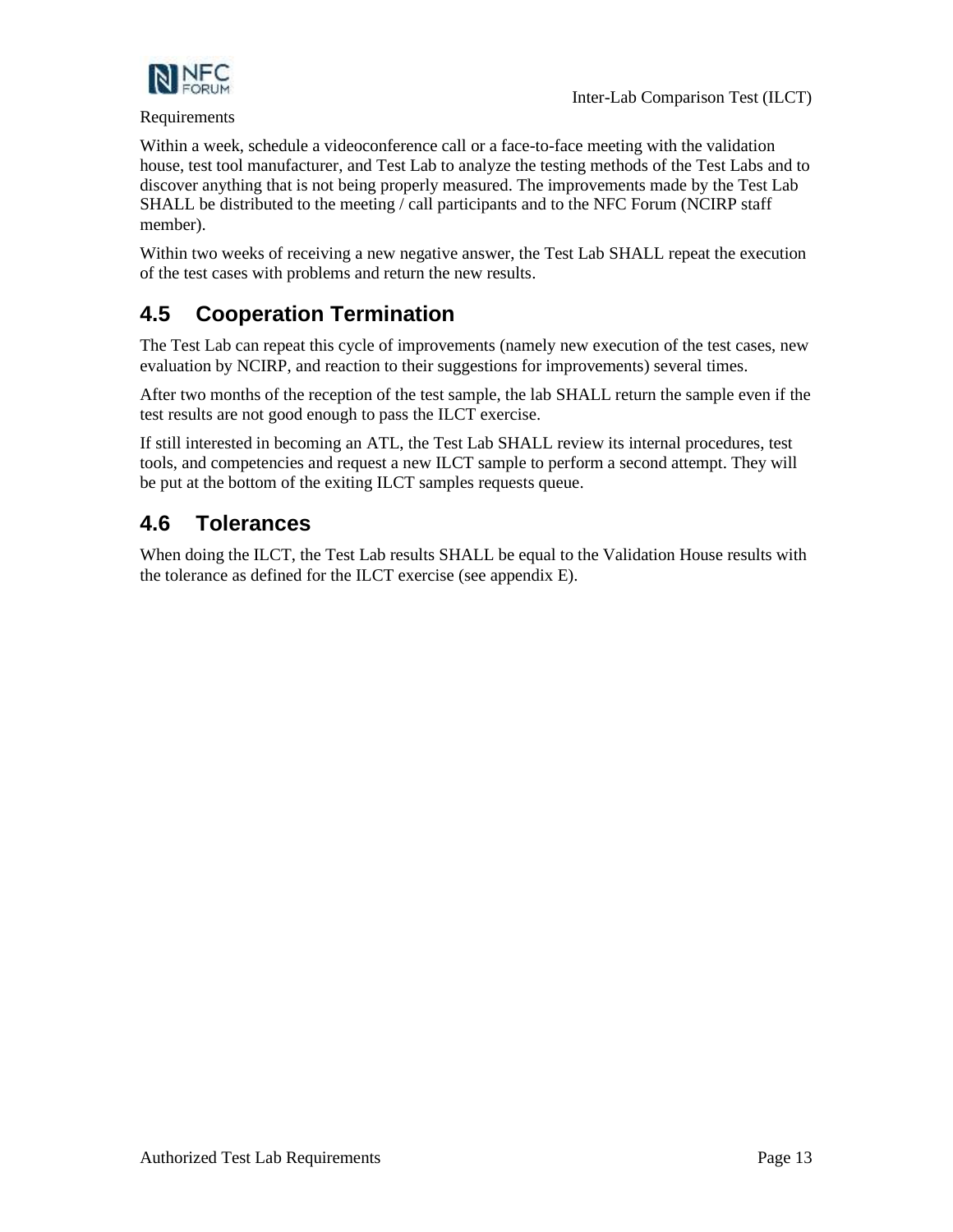Within a week, schedule a videoconference call or a face-to-face meeting with the validation house, test tool manufacturer, and Test Lab to analyze the testing methods of the Test Labs and to discover anything that is not being properly measured. The improvements made by the Test Lab SHALL be distributed to the meeting / call participants and to the NFC Forum (NCIRP staff member).

Within two weeks of receiving a new negative answer, the Test Lab SHALL repeat the execution of the test cases with problems and return the new results.

## 4.5 Cooperation Termination

The Test Lab can repeat this cycle of improvements (namely new execution of the test cases, new evaluation by NCIRP, and reaction to their suggestions for improvements) several times.

After two months of the reception of the test sample, the lab SHALL return the sample even if the test results are not good enough to pass the ILCT exercise.

If still interested in becoming an ATL, the Test Lab SHALL review its internal procedures, test tools, and competencies and request a new ILCT sample to perform a second attempt. They will be put at the bottom of the exiting ILCT samples requests queue.

## 4.6 Tolerances

When doing the ILCT, the Test Lab results SHALL be equal to the Validation House results with the tolerance as defined for the ILCT exercise (see appendix E).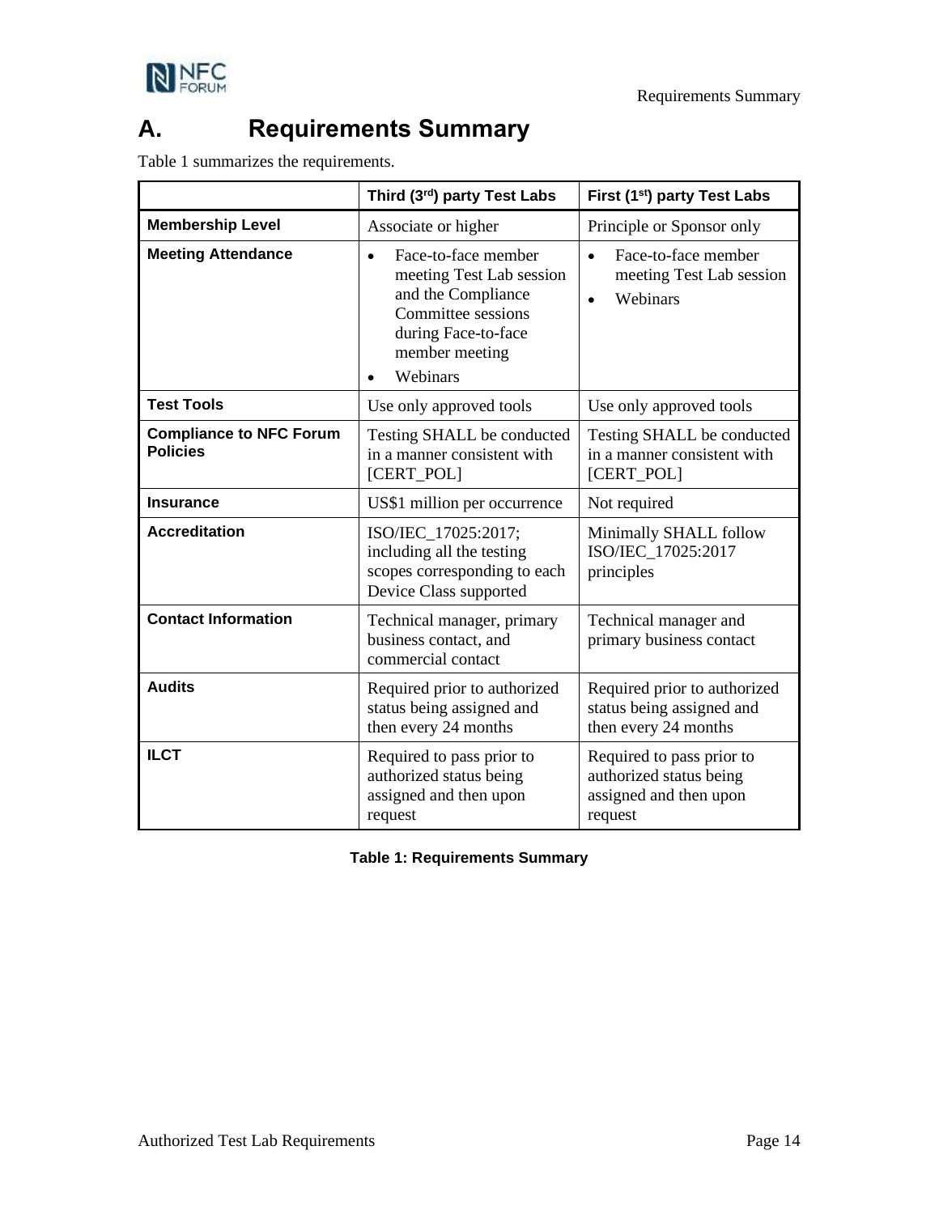# A. Requirements Summary

Table 1 summarizes the requirements.

| | Third (3rd) party Test Labs | First (1st) party Test Labs |
|---|---|---|
| **Membership Level** | Associate or higher | Principle or Sponsor only |
| **Meeting Attendance** | • Face-to-face member meeting Test Lab session and the Compliance Committee sessions during Face-to-face member meeting<br>• Webinars | • Face-to-face member meeting Test Lab session<br>• Webinars |
| **Test Tools** | Use only approved tools | Use only approved tools |
| **Compliance to NFC Forum Policies** | Testing SHALL be conducted in a manner consistent with [CERT_POL] | Testing SHALL be conducted in a manner consistent with [CERT_POL] |
| **Insurance** | US$1 million per occurrence | Not required |
| **Accreditation** | ISO/IEC_17025:2017; including all the testing scopes corresponding to each Device Class supported | Minimally SHALL follow ISO/IEC_17025:2017 principles |
| **Contact Information** | Technical manager, primary business contact, and commercial contact | Technical manager and primary business contact |
| **Audits** | Required prior to authorized status being assigned and then every 24 months | Required prior to authorized status being assigned and then every 24 months |
| **ILCT** | Required to pass prior to authorized status being assigned and then upon request | Required to pass prior to authorized status being assigned and then upon request |

**Table 1: Requirements Summary**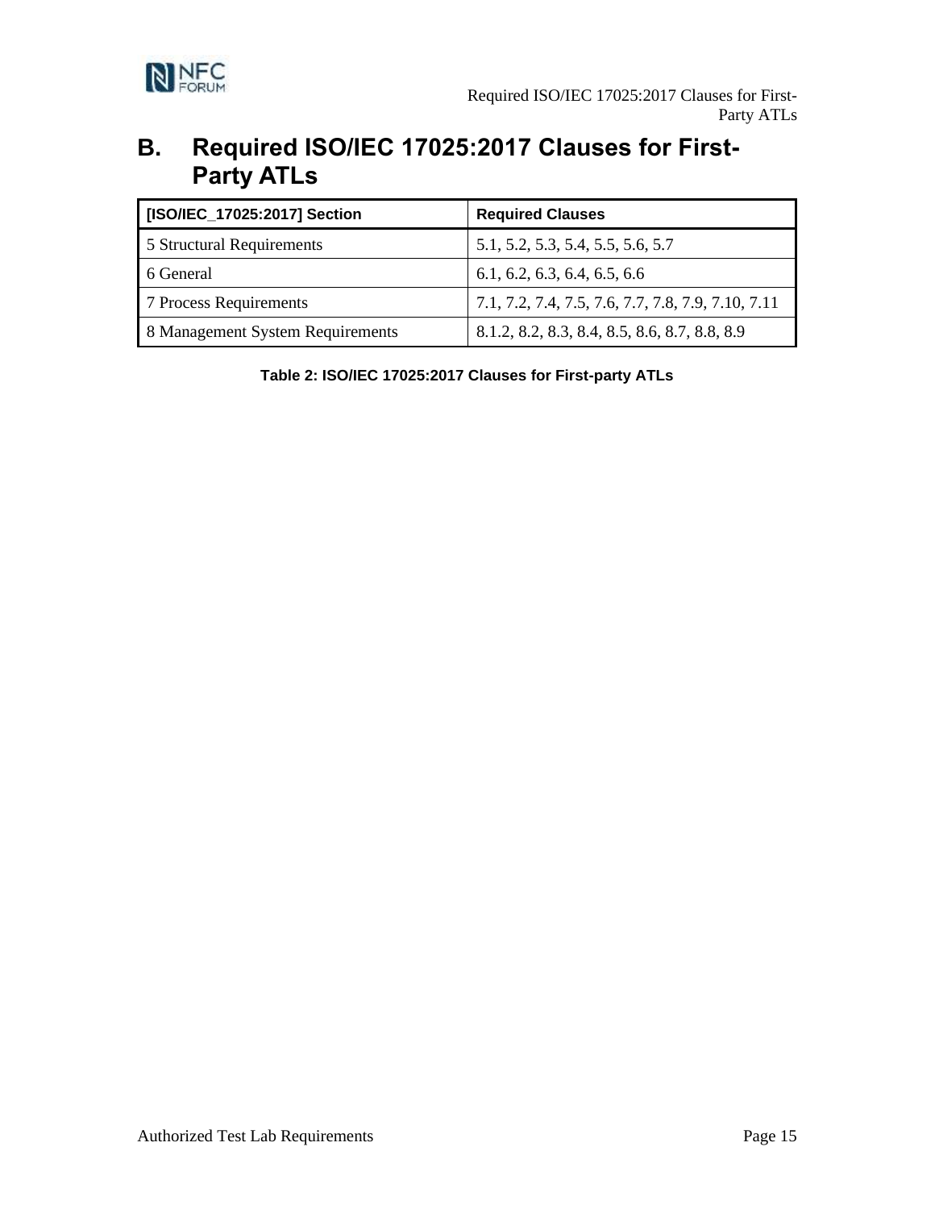# B. Required ISO/IEC 17025:2017 Clauses for First-Party ATLs

| [ISO/IEC_17025:2017] Section | Required Clauses |
| --- | --- |
| 5 Structural Requirements | 5.1, 5.2, 5.3, 5.4, 5.5, 5.6, 5.7 |
| 6 General | 6.1, 6.2, 6.3, 6.4, 6.5, 6.6 |
| 7 Process Requirements | 7.1, 7.2, 7.4, 7.5, 7.6, 7.7, 7.8, 7.9, 7.10, 7.11 |
| 8 Management System Requirements | 8.1.2, 8.2, 8.3, 8.4, 8.5, 8.6, 8.7, 8.8, 8.9 |

**Table 2: ISO/IEC 17025:2017 Clauses for First-party ATLs**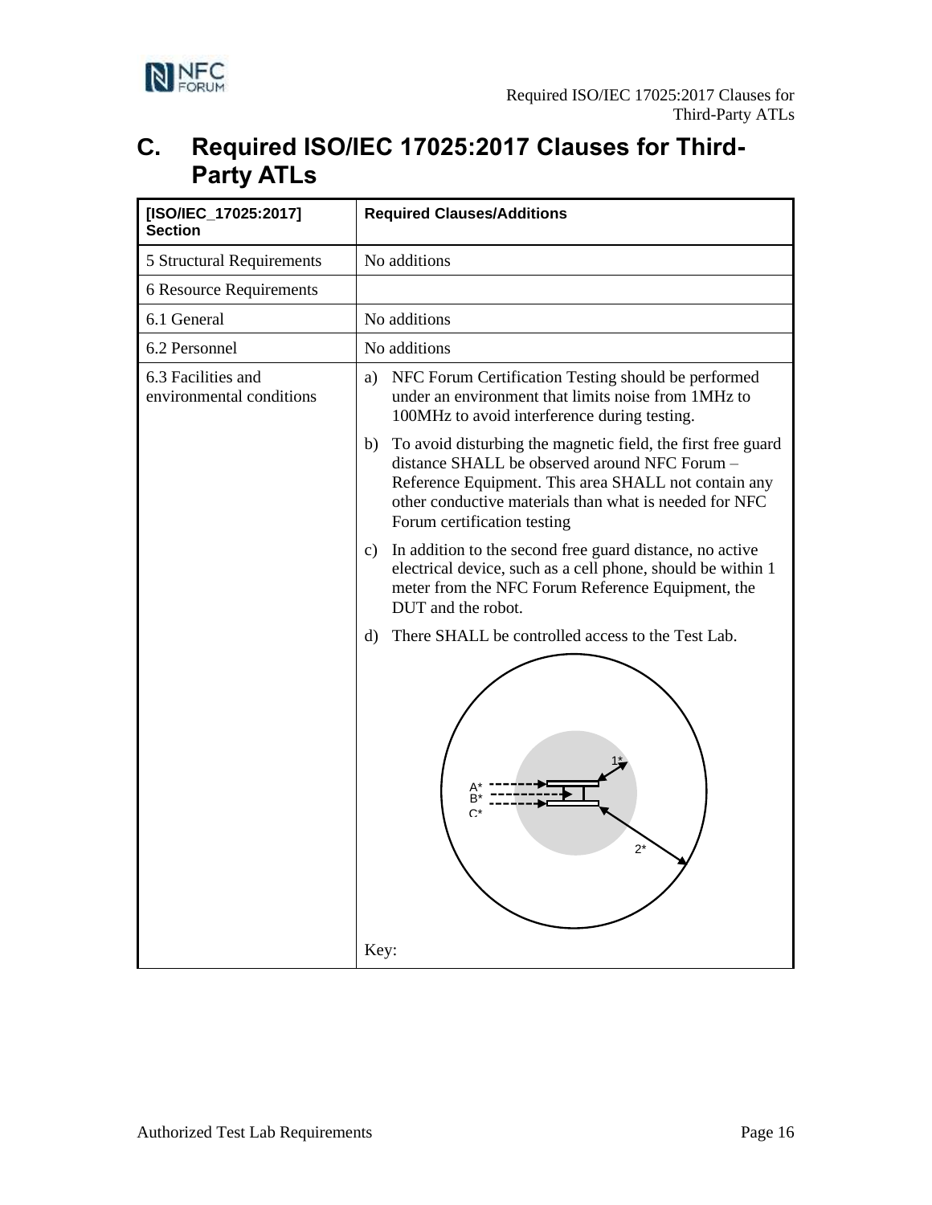# C. Required ISO/IEC 17025:2017 Clauses for Third-Party ATLs

| [ISO/IEC_17025:2017] Section | Required Clauses/Additions |
|---|---|
| 5 Structural Requirements | No additions |
| 6 Resource Requirements | |
| 6.1 General | No additions |
| 6.2 Personnel | No additions |
| 6.3 Facilities and environmental conditions | a) NFC Forum Certification Testing should be performed under an environment that limits noise from 1MHz to 100MHz to avoid interference during testing.<br><br>b) To avoid disturbing the magnetic field, the first free guard distance SHALL be observed around NFC Forum – Reference Equipment. This area SHALL not contain any other conductive materials than what is needed for NFC Forum certification testing<br><br>c) In addition to the second free guard distance, no active electrical device, such as a cell phone, should be within 1 meter from the NFC Forum Reference Equipment, the DUT and the robot.<br><br>d) There SHALL be controlled access to the Test Lab.<br><br>1* A* B* C* 2*<br><br>Key: |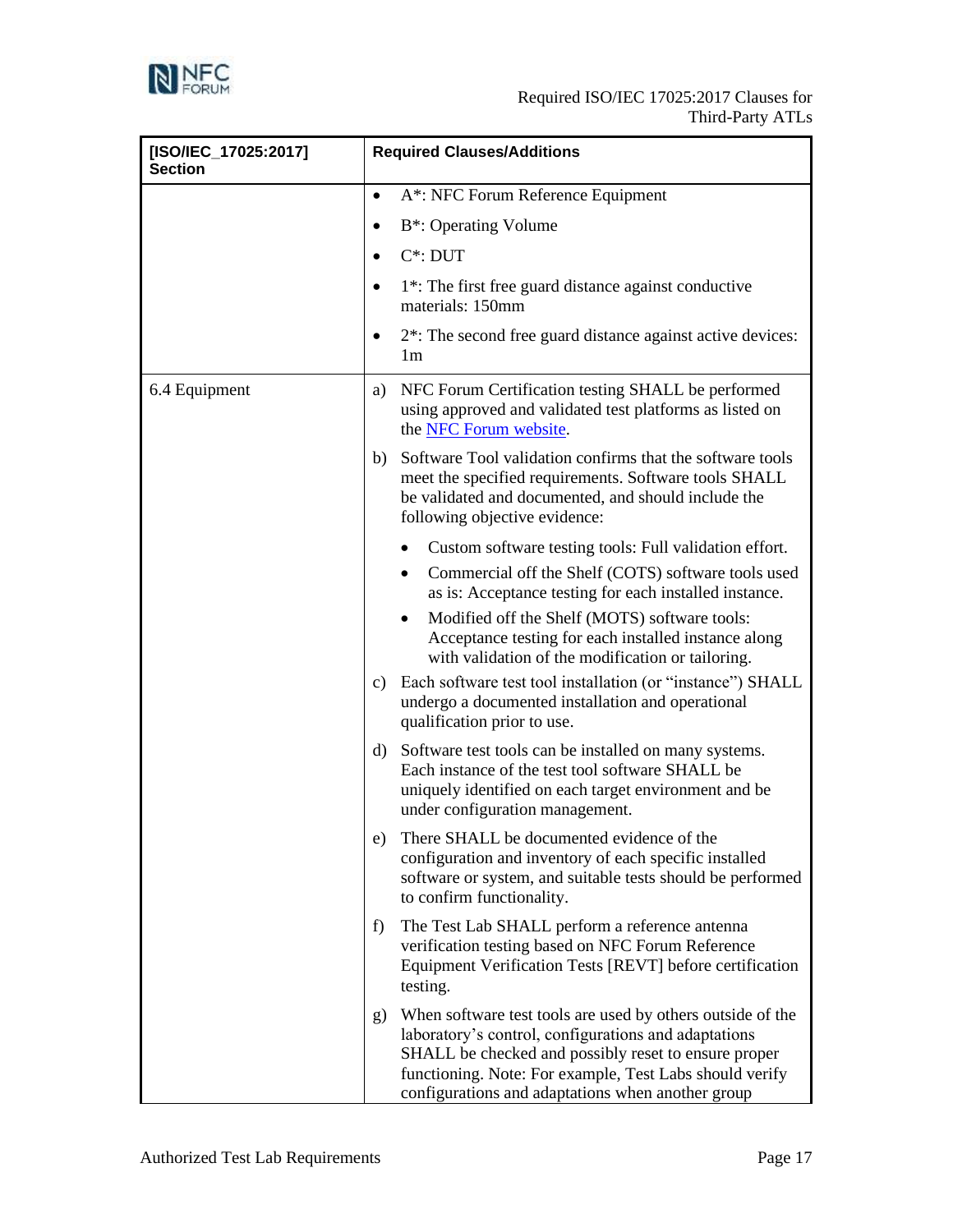| [ISO/IEC_17025:2017] Section | Required Clauses/Additions |
|---|---|
| | • A*: NFC Forum Reference Equipment<br>• B*: Operating Volume<br>• C*: DUT<br>• 1*: The first free guard distance against conductive materials: 150mm<br>• 2*: The second free guard distance against active devices: 1m |
| 6.4 Equipment | a) NFC Forum Certification testing SHALL be performed using approved and validated test platforms as listed on the NFC Forum website.<br>b) Software Tool validation confirms that the software tools meet the specified requirements. Software tools SHALL be validated and documented, and should include the following objective evidence:<br>• Custom software testing tools: Full validation effort.<br>• Commercial off the Shelf (COTS) software tools used as is: Acceptance testing for each installed instance.<br>• Modified off the Shelf (MOTS) software tools: Acceptance testing for each installed instance along with validation of the modification or tailoring.<br>c) Each software test tool installation (or "instance") SHALL undergo a documented installation and operational qualification prior to use.<br>d) Software test tools can be installed on many systems. Each instance of the test tool software SHALL be uniquely identified on each target environment and be under configuration management.<br>e) There SHALL be documented evidence of the configuration and inventory of each specific installed software or system, and suitable tests should be performed to confirm functionality.<br>f) The Test Lab SHALL perform a reference antenna verification testing based on NFC Forum Reference Equipment Verification Tests [REVT] before certification testing.<br>g) When software test tools are used by others outside of the laboratory's control, configurations and adaptations SHALL be checked and possibly reset to ensure proper functioning. Note: For example, Test Labs should verify configurations and adaptations when another group |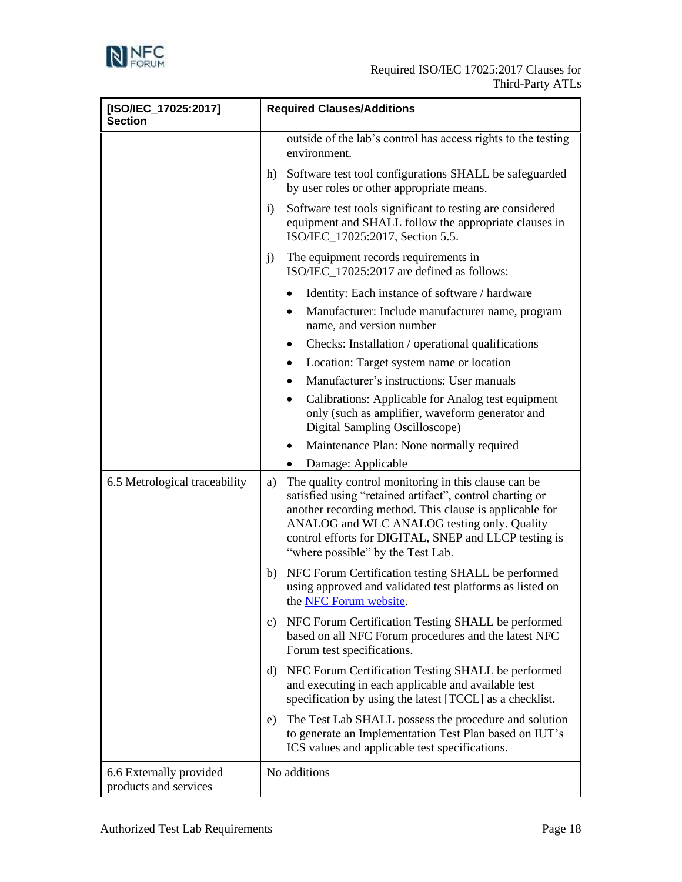| [ISO/IEC_17025:2017] Section | Required Clauses/Additions |
|---|---|
| | outside of the lab's control has access rights to the testing environment.<br><br>h) Software test tool configurations SHALL be safeguarded by user roles or other appropriate means.<br><br>i) Software test tools significant to testing are considered equipment and SHALL follow the appropriate clauses in ISO/IEC_17025:2017, Section 5.5.<br><br>j) The equipment records requirements in ISO/IEC_17025:2017 are defined as follows:<br>• Identity: Each instance of software / hardware<br>• Manufacturer: Include manufacturer name, program name, and version number<br>• Checks: Installation / operational qualifications<br>• Location: Target system name or location<br>• Manufacturer's instructions: User manuals<br>• Calibrations: Applicable for Analog test equipment only (such as amplifier, waveform generator and Digital Sampling Oscilloscope)<br>• Maintenance Plan: None normally required<br>• Damage: Applicable |
| 6.5 Metrological traceability | a) The quality control monitoring in this clause can be satisfied using "retained artifact", control charting or another recording method. This clause is applicable for ANALOG and WLC ANALOG testing only. Quality control efforts for DIGITAL, SNEP and LLCP testing is "where possible" by the Test Lab.<br><br>b) NFC Forum Certification testing SHALL be performed using approved and validated test platforms as listed on the NFC Forum website.<br><br>c) NFC Forum Certification Testing SHALL be performed based on all NFC Forum procedures and the latest NFC Forum test specifications.<br><br>d) NFC Forum Certification Testing SHALL be performed and executing in each applicable and available test specification by using the latest [TCCL] as a checklist.<br><br>e) The Test Lab SHALL possess the procedure and solution to generate an Implementation Test Plan based on IUT's ICS values and applicable test specifications. |
| 6.6 Externally provided products and services | No additions |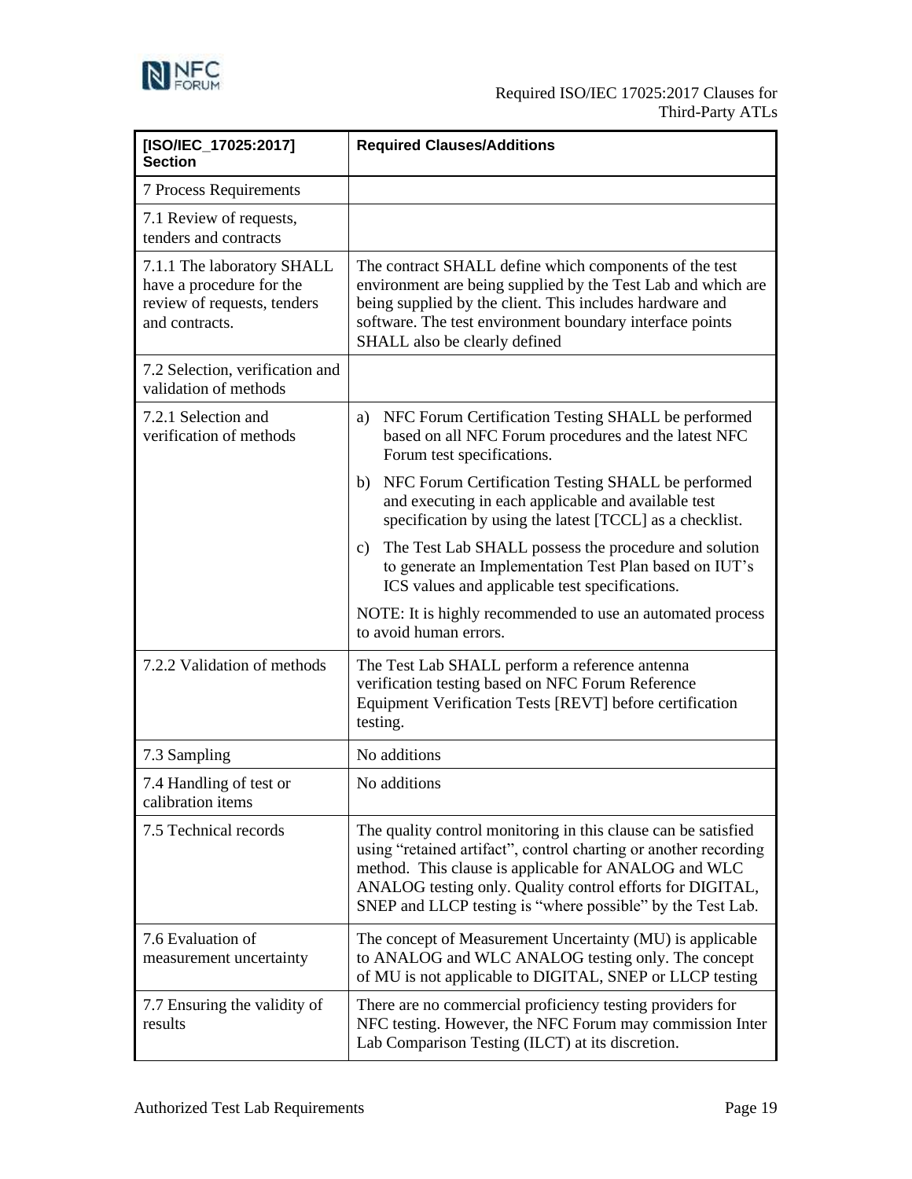| [ISO/IEC_17025:2017] Section | Required Clauses/Additions |
|---|---|
| 7 Process Requirements | |
| 7.1 Review of requests, tenders and contracts | |
| 7.1.1 The laboratory SHALL have a procedure for the review of requests, tenders and contracts. | The contract SHALL define which components of the test environment are being supplied by the Test Lab and which are being supplied by the client. This includes hardware and software. The test environment boundary interface points SHALL also be clearly defined |
| 7.2 Selection, verification and validation of methods | |
| 7.2.1 Selection and verification of methods | a) NFC Forum Certification Testing SHALL be performed based on all NFC Forum procedures and the latest NFC Forum test specifications.<br>b) NFC Forum Certification Testing SHALL be performed and executing in each applicable and available test specification by using the latest [TCCL] as a checklist.<br>c) The Test Lab SHALL possess the procedure and solution to generate an Implementation Test Plan based on IUT's ICS values and applicable test specifications.<br>NOTE: It is highly recommended to use an automated process to avoid human errors. |
| 7.2.2 Validation of methods | The Test Lab SHALL perform a reference antenna verification testing based on NFC Forum Reference Equipment Verification Tests [REVT] before certification testing. |
| 7.3 Sampling | No additions |
| 7.4 Handling of test or calibration items | No additions |
| 7.5 Technical records | The quality control monitoring in this clause can be satisfied using "retained artifact", control charting or another recording method. This clause is applicable for ANALOG and WLC ANALOG testing only. Quality control efforts for DIGITAL, SNEP and LLCP testing is "where possible" by the Test Lab. |
| 7.6 Evaluation of measurement uncertainty | The concept of Measurement Uncertainty (MU) is applicable to ANALOG and WLC ANALOG testing only. The concept of MU is not applicable to DIGITAL, SNEP or LLCP testing |
| 7.7 Ensuring the validity of results | There are no commercial proficiency testing providers for NFC testing. However, the NFC Forum may commission Inter Lab Comparison Testing (ILCT) at its discretion. |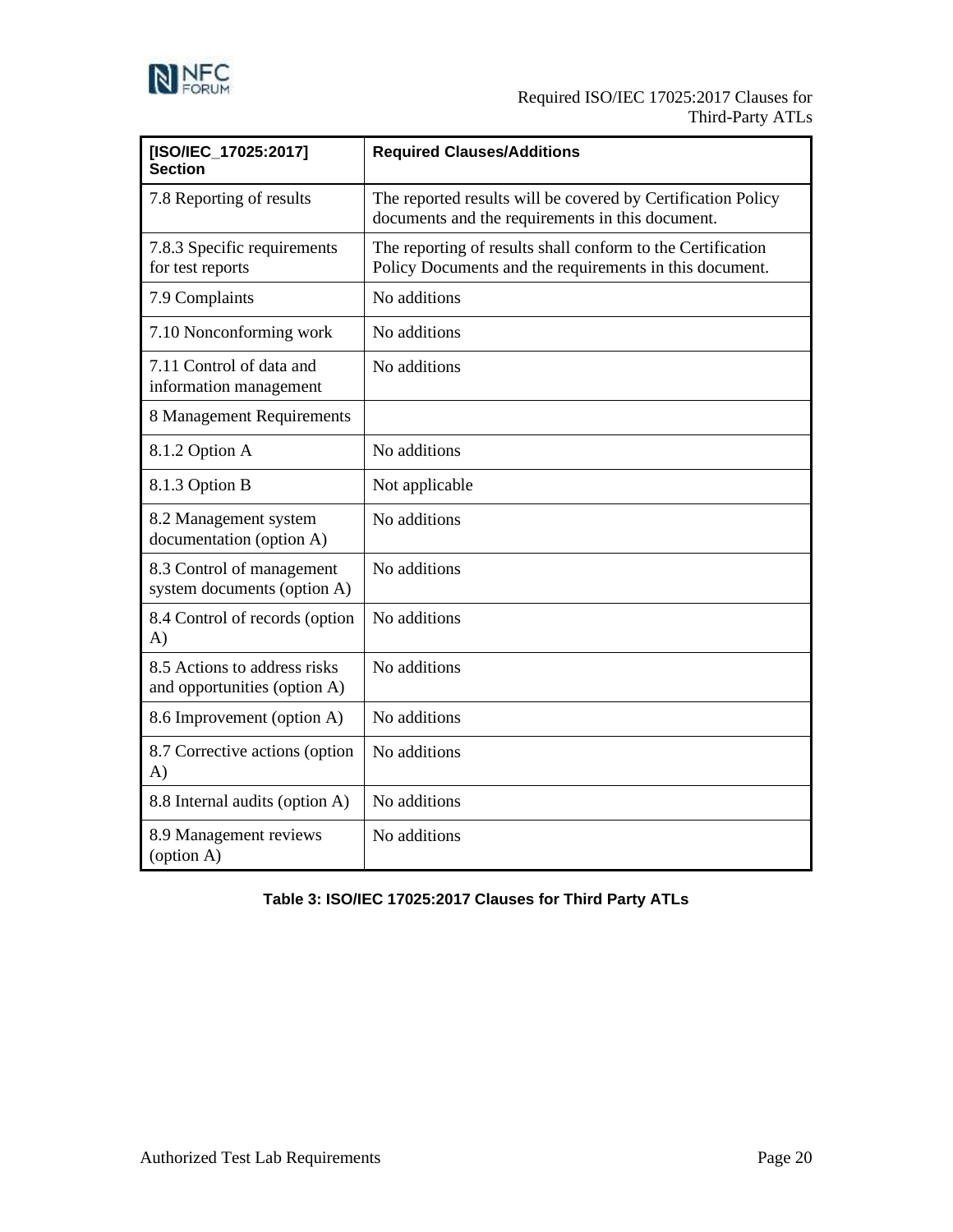| [ISO/IEC_17025:2017] Section | Required Clauses/Additions |
|---|---|
| 7.8 Reporting of results | The reported results will be covered by Certification Policy documents and the requirements in this document. |
| 7.8.3 Specific requirements for test reports | The reporting of results shall conform to the Certification Policy Documents and the requirements in this document. |
| 7.9 Complaints | No additions |
| 7.10 Nonconforming work | No additions |
| 7.11 Control of data and information management | No additions |
| 8 Management Requirements | |
| 8.1.2 Option A | No additions |
| 8.1.3 Option B | Not applicable |
| 8.2 Management system documentation (option A) | No additions |
| 8.3 Control of management system documents (option A) | No additions |
| 8.4 Control of records (option A) | No additions |
| 8.5 Actions to address risks and opportunities (option A) | No additions |
| 8.6 Improvement (option A) | No additions |
| 8.7 Corrective actions (option A) | No additions |
| 8.8 Internal audits (option A) | No additions |
| 8.9 Management reviews (option A) | No additions |

**Table 3: ISO/IEC 17025:2017 Clauses for Third Party ATLs**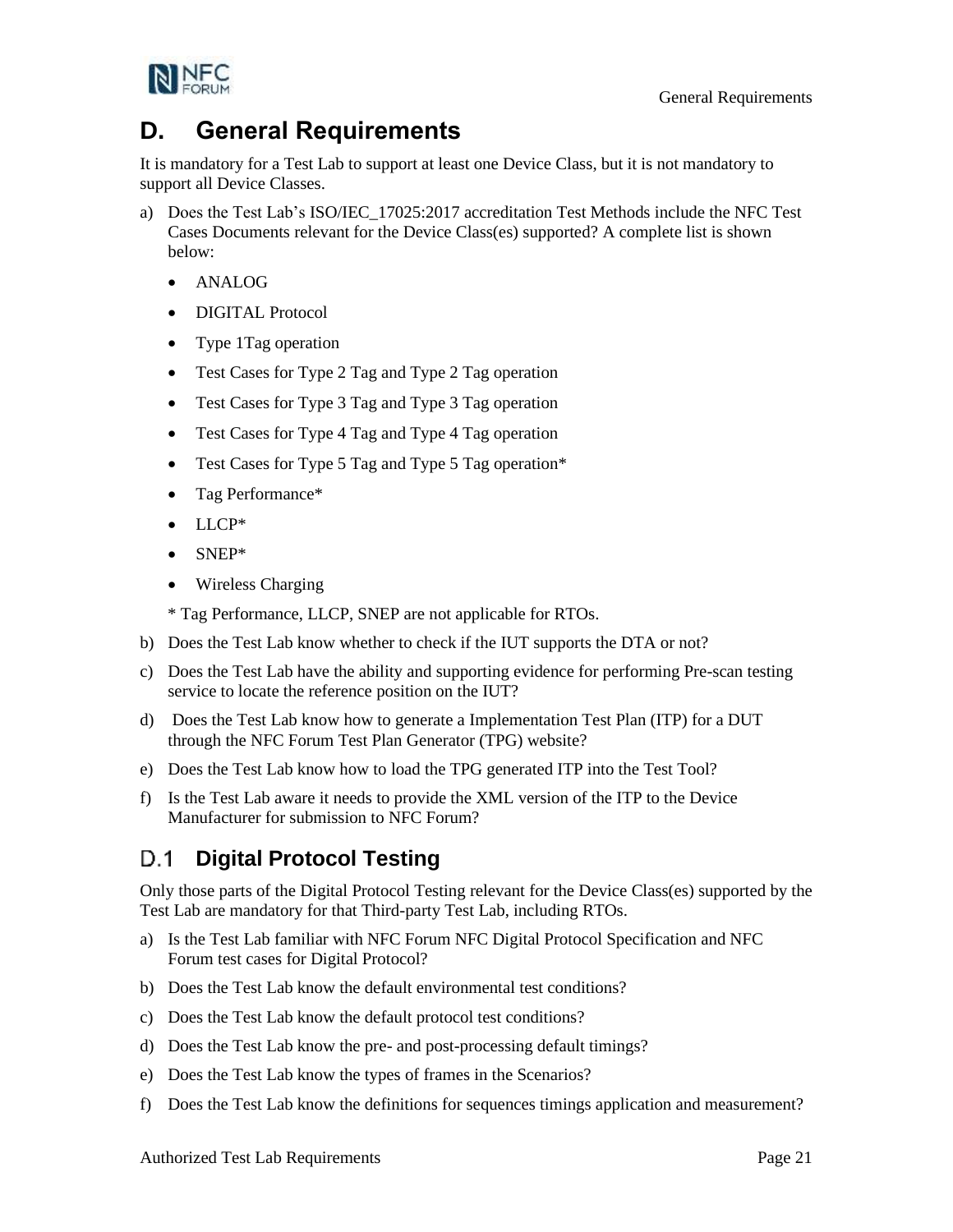# D. General Requirements

It is mandatory for a Test Lab to support at least one Device Class, but it is not mandatory to support all Device Classes.

a) Does the Test Lab's ISO/IEC_17025:2017 accreditation Test Methods include the NFC Test Cases Documents relevant for the Device Class(es) supported? A complete list is shown below:

- ANALOG
- DIGITAL Protocol
- Type 1Tag operation
- Test Cases for Type 2 Tag and Type 2 Tag operation
- Test Cases for Type 3 Tag and Type 3 Tag operation
- Test Cases for Type 4 Tag and Type 4 Tag operation
- Test Cases for Type 5 Tag and Type 5 Tag operation*
- Tag Performance*
- LLCP*
- SNEP*
- Wireless Charging

\* Tag Performance, LLCP, SNEP are not applicable for RTOs.

b) Does the Test Lab know whether to check if the IUT supports the DTA or not?

c) Does the Test Lab have the ability and supporting evidence for performing Pre-scan testing service to locate the reference position on the IUT?

d) Does the Test Lab know how to generate a Implementation Test Plan (ITP) for a DUT through the NFC Forum Test Plan Generator (TPG) website?

e) Does the Test Lab know how to load the TPG generated ITP into the Test Tool?

f) Is the Test Lab aware it needs to provide the XML version of the ITP to the Device Manufacturer for submission to NFC Forum?

## D.1 Digital Protocol Testing

Only those parts of the Digital Protocol Testing relevant for the Device Class(es) supported by the Test Lab are mandatory for that Third-party Test Lab, including RTOs.

a) Is the Test Lab familiar with NFC Forum NFC Digital Protocol Specification and NFC Forum test cases for Digital Protocol?

b) Does the Test Lab know the default environmental test conditions?

c) Does the Test Lab know the default protocol test conditions?

d) Does the Test Lab know the pre- and post-processing default timings?

e) Does the Test Lab know the types of frames in the Scenarios?

f) Does the Test Lab know the definitions for sequences timings application and measurement?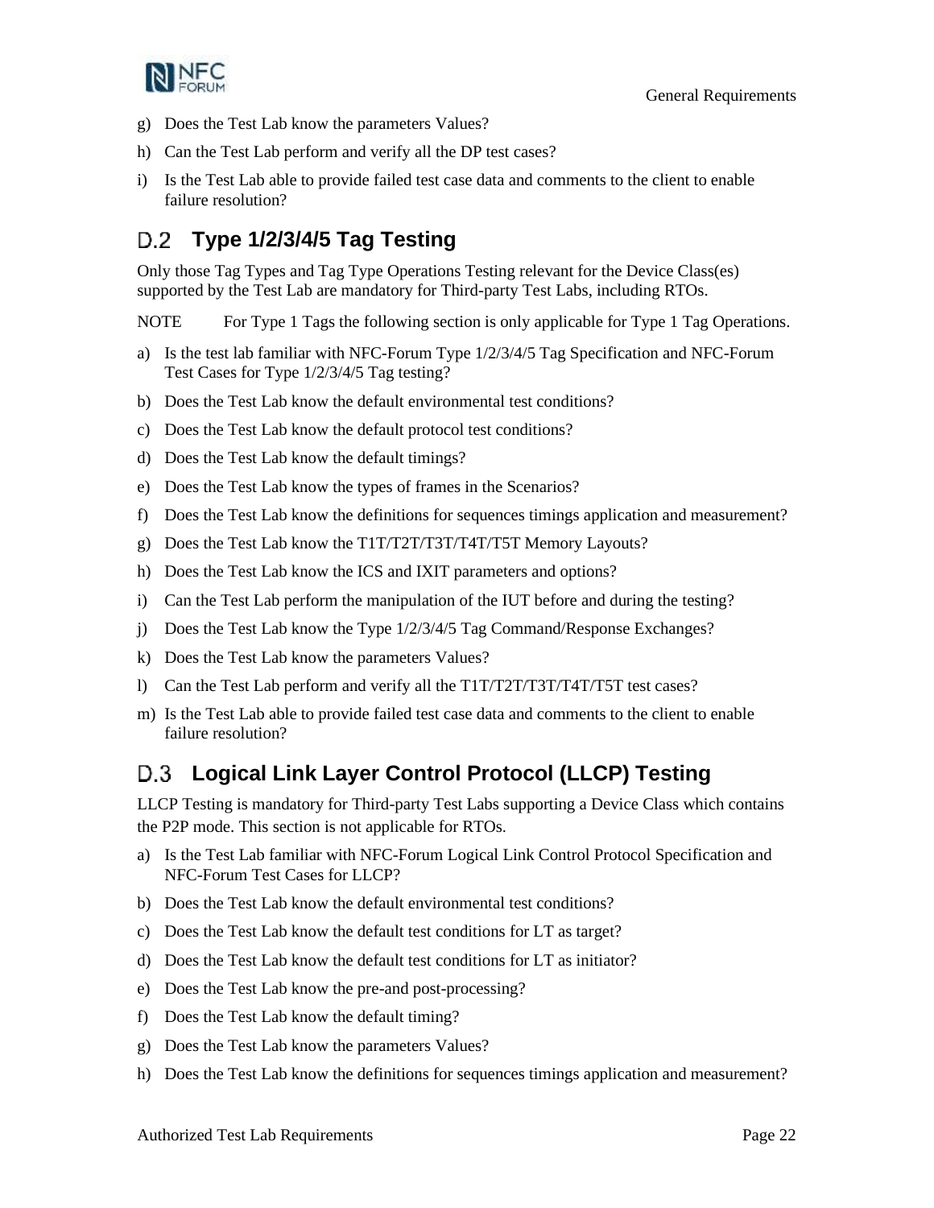g) Does the Test Lab know the parameters Values?

h) Can the Test Lab perform and verify all the DP test cases?

i) Is the Test Lab able to provide failed test case data and comments to the client to enable failure resolution?

## D.2 Type 1/2/3/4/5 Tag Testing

Only those Tag Types and Tag Type Operations Testing relevant for the Device Class(es) supported by the Test Lab are mandatory for Third-party Test Labs, including RTOs.

NOTE For Type 1 Tags the following section is only applicable for Type 1 Tag Operations.

a) Is the test lab familiar with NFC-Forum Type 1/2/3/4/5 Tag Specification and NFC-Forum Test Cases for Type 1/2/3/4/5 Tag testing?

b) Does the Test Lab know the default environmental test conditions?

c) Does the Test Lab know the default protocol test conditions?

d) Does the Test Lab know the default timings?

e) Does the Test Lab know the types of frames in the Scenarios?

f) Does the Test Lab know the definitions for sequences timings application and measurement?

g) Does the Test Lab know the T1T/T2T/T3T/T4T/T5T Memory Layouts?

h) Does the Test Lab know the ICS and IXIT parameters and options?

i) Can the Test Lab perform the manipulation of the IUT before and during the testing?

j) Does the Test Lab know the Type 1/2/3/4/5 Tag Command/Response Exchanges?

k) Does the Test Lab know the parameters Values?

l) Can the Test Lab perform and verify all the T1T/T2T/T3T/T4T/T5T test cases?

m) Is the Test Lab able to provide failed test case data and comments to the client to enable failure resolution?

## D.3 Logical Link Layer Control Protocol (LLCP) Testing

LLCP Testing is mandatory for Third-party Test Labs supporting a Device Class which contains the P2P mode. This section is not applicable for RTOs.

a) Is the Test Lab familiar with NFC-Forum Logical Link Control Protocol Specification and NFC-Forum Test Cases for LLCP?

b) Does the Test Lab know the default environmental test conditions?

c) Does the Test Lab know the default test conditions for LT as target?

d) Does the Test Lab know the default test conditions for LT as initiator?

e) Does the Test Lab know the pre-and post-processing?

f) Does the Test Lab know the default timing?

g) Does the Test Lab know the parameters Values?

h) Does the Test Lab know the definitions for sequences timings application and measurement?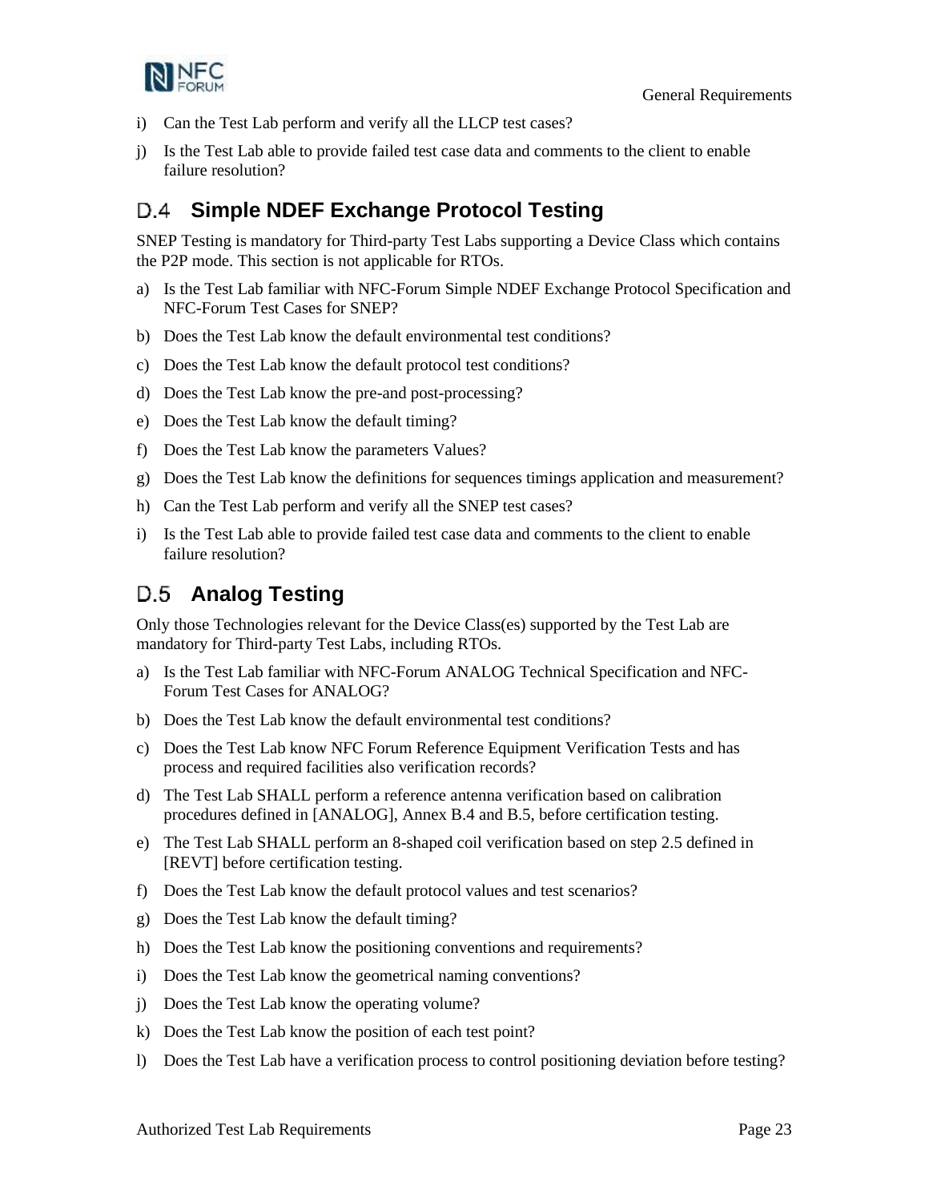i) Can the Test Lab perform and verify all the LLCP test cases?

j) Is the Test Lab able to provide failed test case data and comments to the client to enable failure resolution?

## D.4 Simple NDEF Exchange Protocol Testing

SNEP Testing is mandatory for Third-party Test Labs supporting a Device Class which contains the P2P mode. This section is not applicable for RTOs.

a) Is the Test Lab familiar with NFC-Forum Simple NDEF Exchange Protocol Specification and NFC-Forum Test Cases for SNEP?

b) Does the Test Lab know the default environmental test conditions?

c) Does the Test Lab know the default protocol test conditions?

d) Does the Test Lab know the pre-and post-processing?

e) Does the Test Lab know the default timing?

f) Does the Test Lab know the parameters Values?

g) Does the Test Lab know the definitions for sequences timings application and measurement?

h) Can the Test Lab perform and verify all the SNEP test cases?

i) Is the Test Lab able to provide failed test case data and comments to the client to enable failure resolution?

## D.5 Analog Testing

Only those Technologies relevant for the Device Class(es) supported by the Test Lab are mandatory for Third-party Test Labs, including RTOs.

a) Is the Test Lab familiar with NFC-Forum ANALOG Technical Specification and NFC-Forum Test Cases for ANALOG?

b) Does the Test Lab know the default environmental test conditions?

c) Does the Test Lab know NFC Forum Reference Equipment Verification Tests and has process and required facilities also verification records?

d) The Test Lab SHALL perform a reference antenna verification based on calibration procedures defined in [ANALOG], Annex B.4 and B.5, before certification testing.

e) The Test Lab SHALL perform an 8-shaped coil verification based on step 2.5 defined in [REVT] before certification testing.

f) Does the Test Lab know the default protocol values and test scenarios?

g) Does the Test Lab know the default timing?

h) Does the Test Lab know the positioning conventions and requirements?

i) Does the Test Lab know the geometrical naming conventions?

j) Does the Test Lab know the operating volume?

k) Does the Test Lab know the position of each test point?

l) Does the Test Lab have a verification process to control positioning deviation before testing?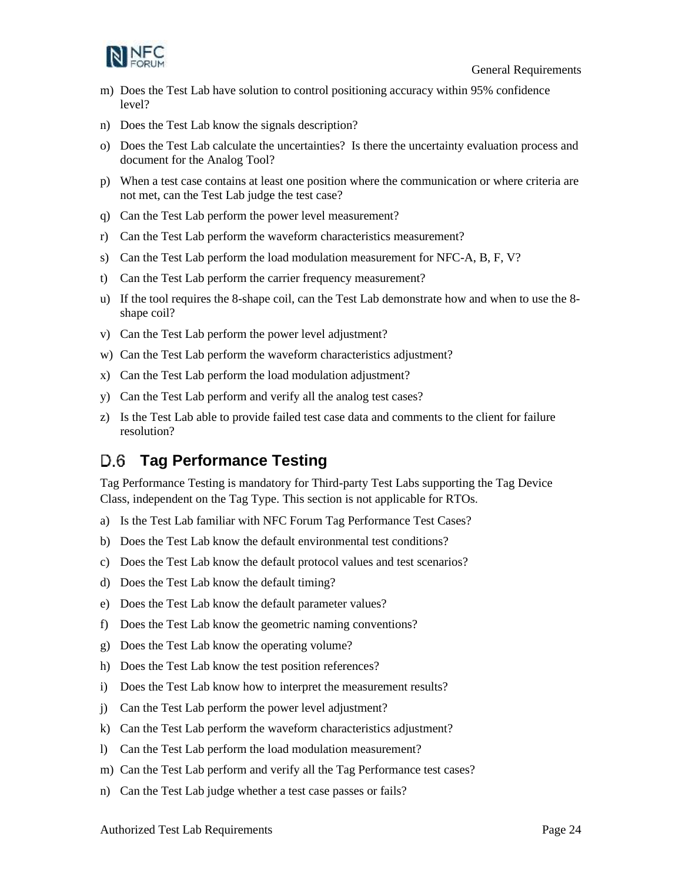m) Does the Test Lab have solution to control positioning accuracy within 95% confidence level?

n) Does the Test Lab know the signals description?

o) Does the Test Lab calculate the uncertainties? Is there the uncertainty evaluation process and document for the Analog Tool?

p) When a test case contains at least one position where the communication or where criteria are not met, can the Test Lab judge the test case?

q) Can the Test Lab perform the power level measurement?

r) Can the Test Lab perform the waveform characteristics measurement?

s) Can the Test Lab perform the load modulation measurement for NFC-A, B, F, V?

t) Can the Test Lab perform the carrier frequency measurement?

u) If the tool requires the 8-shape coil, can the Test Lab demonstrate how and when to use the 8-shape coil?

v) Can the Test Lab perform the power level adjustment?

w) Can the Test Lab perform the waveform characteristics adjustment?

x) Can the Test Lab perform the load modulation adjustment?

y) Can the Test Lab perform and verify all the analog test cases?

z) Is the Test Lab able to provide failed test case data and comments to the client for failure resolution?

## D.6 Tag Performance Testing

Tag Performance Testing is mandatory for Third-party Test Labs supporting the Tag Device Class, independent on the Tag Type. This section is not applicable for RTOs.

a) Is the Test Lab familiar with NFC Forum Tag Performance Test Cases?

b) Does the Test Lab know the default environmental test conditions?

c) Does the Test Lab know the default protocol values and test scenarios?

d) Does the Test Lab know the default timing?

e) Does the Test Lab know the default parameter values?

f) Does the Test Lab know the geometric naming conventions?

g) Does the Test Lab know the operating volume?

h) Does the Test Lab know the test position references?

i) Does the Test Lab know how to interpret the measurement results?

j) Can the Test Lab perform the power level adjustment?

k) Can the Test Lab perform the waveform characteristics adjustment?

l) Can the Test Lab perform the load modulation measurement?

m) Can the Test Lab perform and verify all the Tag Performance test cases?

n) Can the Test Lab judge whether a test case passes or fails?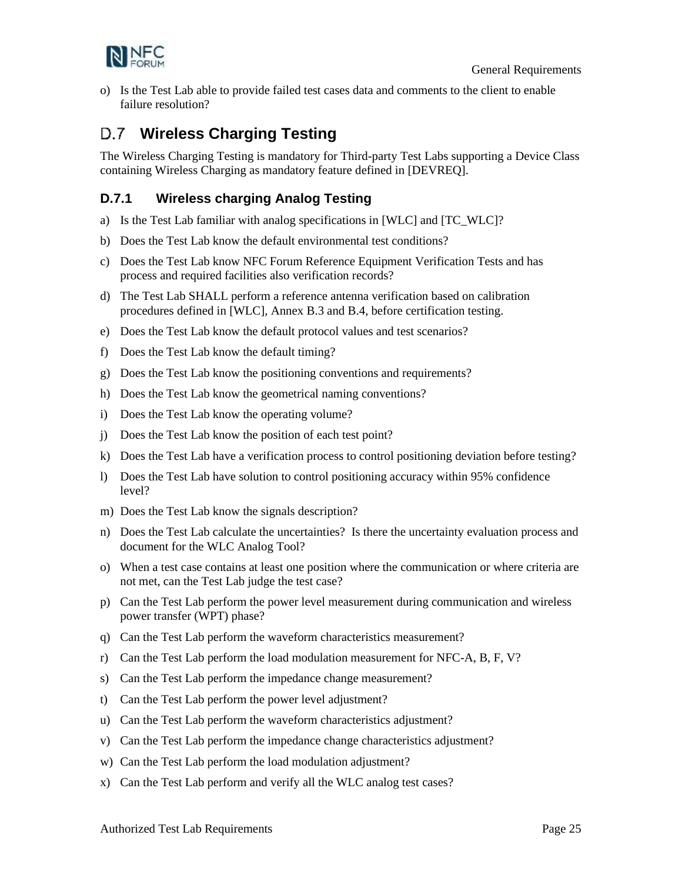o) Is the Test Lab able to provide failed test cases data and comments to the client to enable failure resolution?

## D.7 Wireless Charging Testing

The Wireless Charging Testing is mandatory for Third-party Test Labs supporting a Device Class containing Wireless Charging as mandatory feature defined in [DEVREQ].

### D.7.1 Wireless charging Analog Testing

a) Is the Test Lab familiar with analog specifications in [WLC] and [TC_WLC]?

b) Does the Test Lab know the default environmental test conditions?

c) Does the Test Lab know NFC Forum Reference Equipment Verification Tests and has process and required facilities also verification records?

d) The Test Lab SHALL perform a reference antenna verification based on calibration procedures defined in [WLC], Annex B.3 and B.4, before certification testing.

e) Does the Test Lab know the default protocol values and test scenarios?

f) Does the Test Lab know the default timing?

g) Does the Test Lab know the positioning conventions and requirements?

h) Does the Test Lab know the geometrical naming conventions?

i) Does the Test Lab know the operating volume?

j) Does the Test Lab know the position of each test point?

k) Does the Test Lab have a verification process to control positioning deviation before testing?

l) Does the Test Lab have solution to control positioning accuracy within 95% confidence level?

m) Does the Test Lab know the signals description?

n) Does the Test Lab calculate the uncertainties? Is there the uncertainty evaluation process and document for the WLC Analog Tool?

o) When a test case contains at least one position where the communication or where criteria are not met, can the Test Lab judge the test case?

p) Can the Test Lab perform the power level measurement during communication and wireless power transfer (WPT) phase?

q) Can the Test Lab perform the waveform characteristics measurement?

r) Can the Test Lab perform the load modulation measurement for NFC-A, B, F, V?

s) Can the Test Lab perform the impedance change measurement?

t) Can the Test Lab perform the power level adjustment?

u) Can the Test Lab perform the waveform characteristics adjustment?

v) Can the Test Lab perform the impedance change characteristics adjustment?

w) Can the Test Lab perform the load modulation adjustment?

x) Can the Test Lab perform and verify all the WLC analog test cases?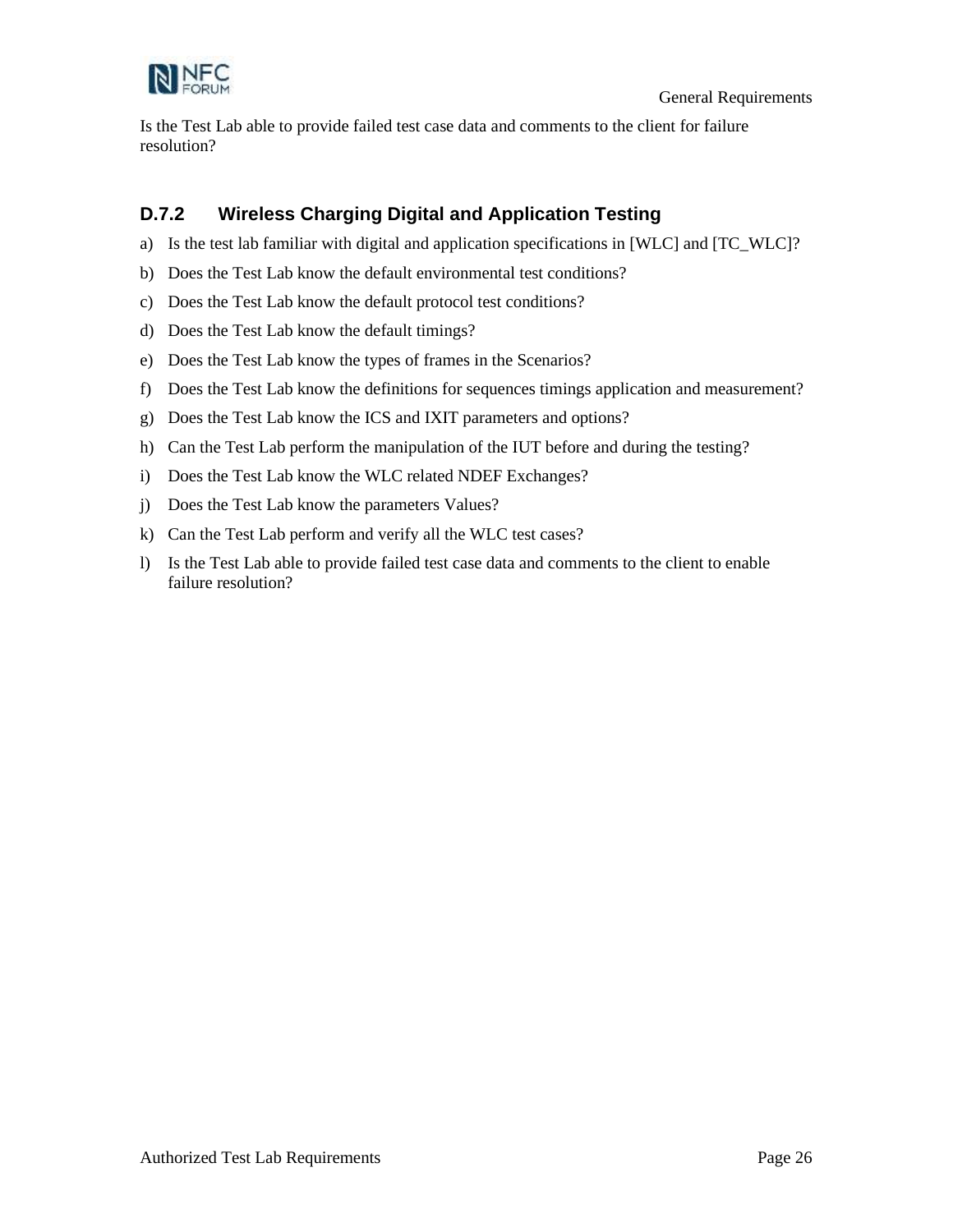Is the Test Lab able to provide failed test case data and comments to the client for failure resolution?

### D.7.2 Wireless Charging Digital and Application Testing

a) Is the test lab familiar with digital and application specifications in [WLC] and [TC_WLC]?

b) Does the Test Lab know the default environmental test conditions?

c) Does the Test Lab know the default protocol test conditions?

d) Does the Test Lab know the default timings?

e) Does the Test Lab know the types of frames in the Scenarios?

f) Does the Test Lab know the definitions for sequences timings application and measurement?

g) Does the Test Lab know the ICS and IXIT parameters and options?

h) Can the Test Lab perform the manipulation of the IUT before and during the testing?

i) Does the Test Lab know the WLC related NDEF Exchanges?

j) Does the Test Lab know the parameters Values?

k) Can the Test Lab perform and verify all the WLC test cases?

l) Is the Test Lab able to provide failed test case data and comments to the client to enable failure resolution?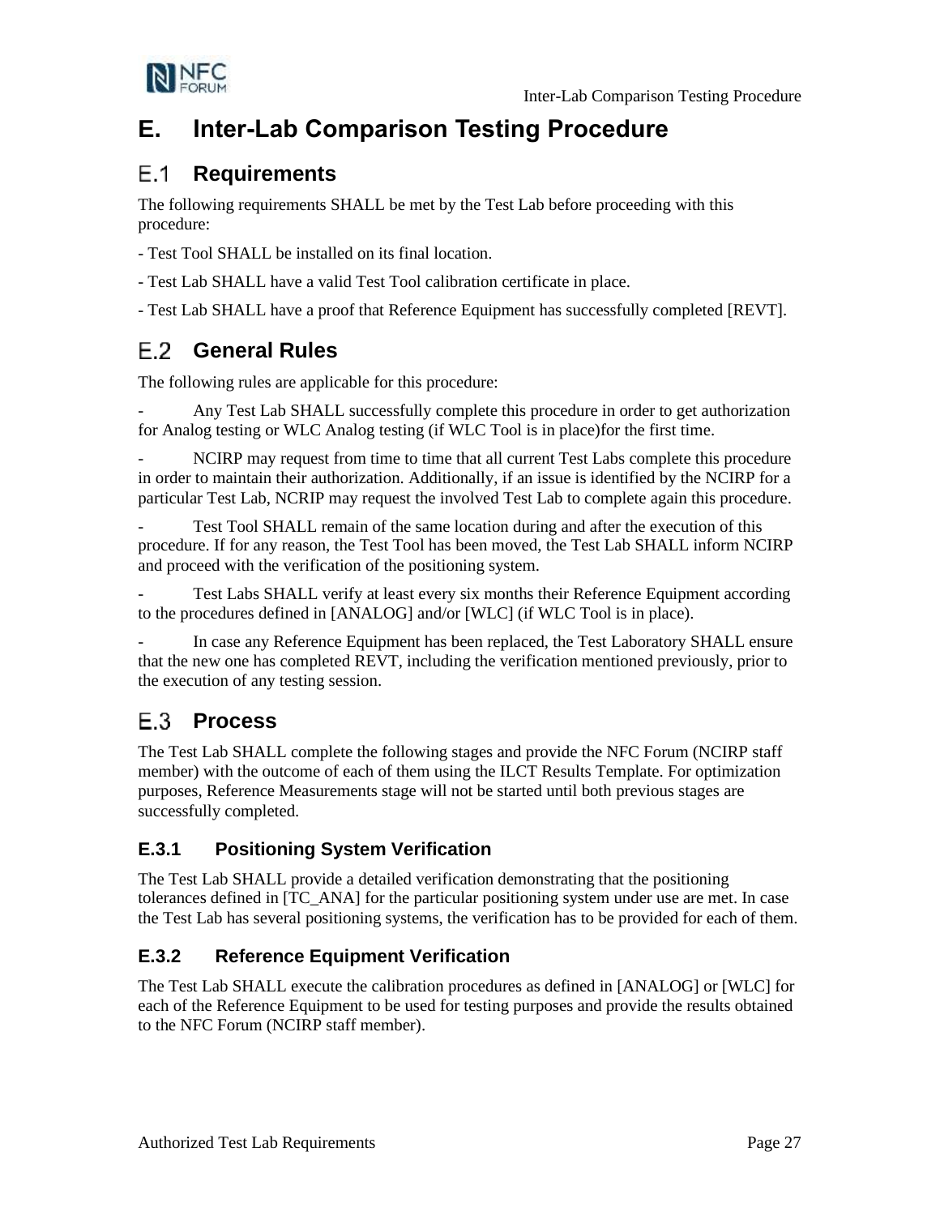# E. Inter-Lab Comparison Testing Procedure

## E.1 Requirements

The following requirements SHALL be met by the Test Lab before proceeding with this procedure:

- Test Tool SHALL be installed on its final location.

- Test Lab SHALL have a valid Test Tool calibration certificate in place.

- Test Lab SHALL have a proof that Reference Equipment has successfully completed [REVT].

## E.2 General Rules

The following rules are applicable for this procedure:

- Any Test Lab SHALL successfully complete this procedure in order to get authorization for Analog testing or WLC Analog testing (if WLC Tool is in place)for the first time.

- NCIRP may request from time to time that all current Test Labs complete this procedure in order to maintain their authorization. Additionally, if an issue is identified by the NCIRP for a particular Test Lab, NCRIP may request the involved Test Lab to complete again this procedure.

- Test Tool SHALL remain of the same location during and after the execution of this procedure. If for any reason, the Test Tool has been moved, the Test Lab SHALL inform NCIRP and proceed with the verification of the positioning system.

- Test Labs SHALL verify at least every six months their Reference Equipment according to the procedures defined in [ANALOG] and/or [WLC] (if WLC Tool is in place).

- In case any Reference Equipment has been replaced, the Test Laboratory SHALL ensure that the new one has completed REVT, including the verification mentioned previously, prior to the execution of any testing session.

## E.3 Process

The Test Lab SHALL complete the following stages and provide the NFC Forum (NCIRP staff member) with the outcome of each of them using the ILCT Results Template. For optimization purposes, Reference Measurements stage will not be started until both previous stages are successfully completed.

### E.3.1 Positioning System Verification

The Test Lab SHALL provide a detailed verification demonstrating that the positioning tolerances defined in [TC_ANA] for the particular positioning system under use are met. In case the Test Lab has several positioning systems, the verification has to be provided for each of them.

### E.3.2 Reference Equipment Verification

The Test Lab SHALL execute the calibration procedures as defined in [ANALOG] or [WLC] for each of the Reference Equipment to be used for testing purposes and provide the results obtained to the NFC Forum (NCIRP staff member).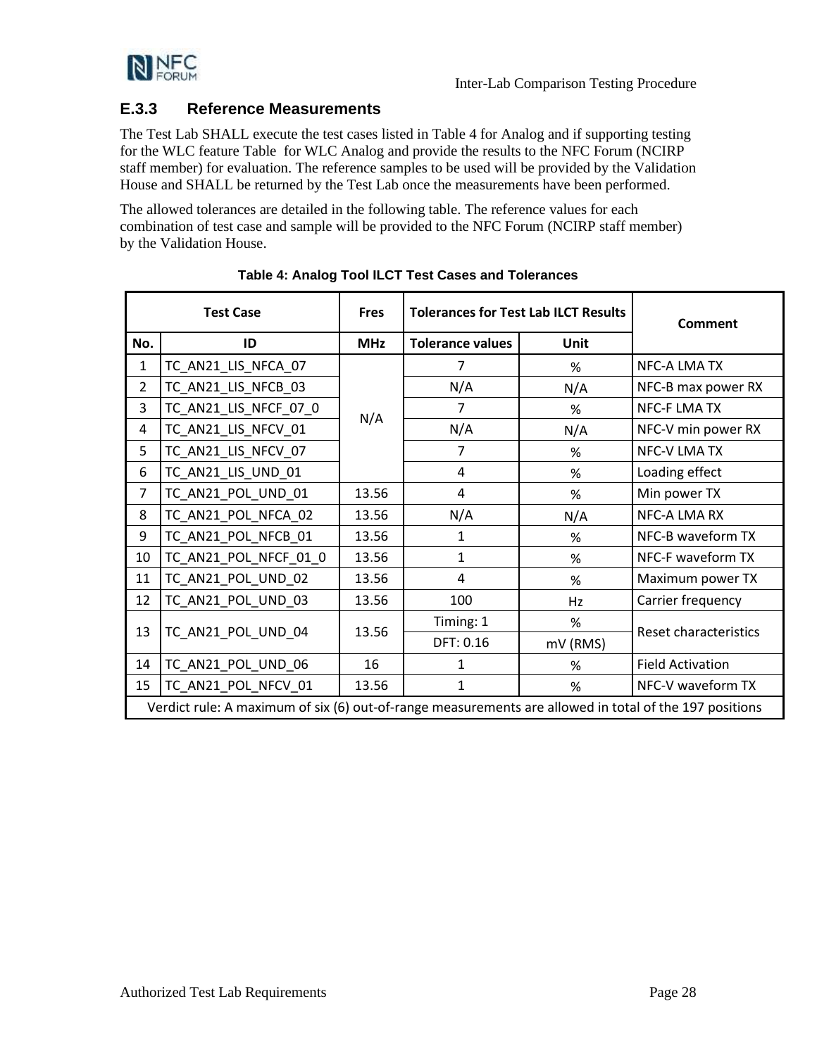### E.3.3 Reference Measurements

The Test Lab SHALL execute the test cases listed in Table 4 for Analog and if supporting testing for the WLC feature Table  for WLC Analog and provide the results to the NFC Forum (NCIRP staff member) for evaluation. The reference samples to be used will be provided by the Validation House and SHALL be returned by the Test Lab once the measurements have been performed.

The allowed tolerances are detailed in the following table. The reference values for each combination of test case and sample will be provided to the NFC Forum (NCIRP staff member) by the Validation House.

**Table 4: Analog Tool ILCT Test Cases and Tolerances**

| Test Case | | Fres | Tolerances for Test Lab ILCT Results | | Comment |
|---|---|---|---|---|---|
| No. | ID | MHz | Tolerance values | Unit | |
| 1 | TC_AN21_LIS_NFCA_07 | N/A | 7 | % | NFC-A LMA TX |
| 2 | TC_AN21_LIS_NFCB_03 | | N/A | N/A | NFC-B max power RX |
| 3 | TC_AN21_LIS_NFCF_07_0 | | 7 | % | NFC-F LMA TX |
| 4 | TC_AN21_LIS_NFCV_01 | | N/A | N/A | NFC-V min power RX |
| 5 | TC_AN21_LIS_NFCV_07 | | 7 | % | NFC-V LMA TX |
| 6 | TC_AN21_LIS_UND_01 | | 4 | % | Loading effect |
| 7 | TC_AN21_POL_UND_01 | 13.56 | 4 | % | Min power TX |
| 8 | TC_AN21_POL_NFCA_02 | 13.56 | N/A | N/A | NFC-A LMA RX |
| 9 | TC_AN21_POL_NFCB_01 | 13.56 | 1 | % | NFC-B waveform TX |
| 10 | TC_AN21_POL_NFCF_01_0 | 13.56 | 1 | % | NFC-F waveform TX |
| 11 | TC_AN21_POL_UND_02 | 13.56 | 4 | % | Maximum power TX |
| 12 | TC_AN21_POL_UND_03 | 13.56 | 100 | Hz | Carrier frequency |
| 13 | TC_AN21_POL_UND_04 | 13.56 | Timing: 1 | % | Reset characteristics |
| | | | DFT: 0.16 | mV (RMS) | |
| 14 | TC_AN21_POL_UND_06 | 16 | 1 | % | Field Activation |
| 15 | TC_AN21_POL_NFCV_01 | 13.56 | 1 | % | NFC-V waveform TX |
| Verdict rule: A maximum of six (6) out-of-range measurements are allowed in total of the 197 positions | | | | | |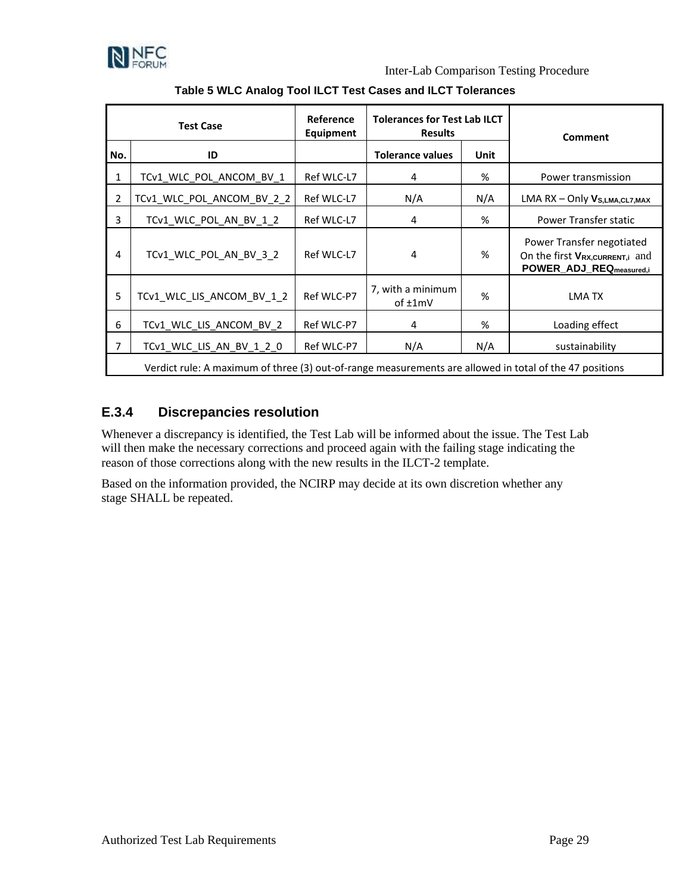**Table 5 WLC Analog Tool ILCT Test Cases and ILCT Tolerances**

| Test Case | | Reference Equipment | Tolerances for Test Lab ILCT Results | | Comment |
|---|---|---|---|---|---|
| No. | ID | | Tolerance values | Unit | |
| 1 | TCv1_WLC_POL_ANCOM_BV_1 | Ref WLC-L7 | 4 | % | Power transmission |
| 2 | TCv1_WLC_POL_ANCOM_BV_2_2 | Ref WLC-L7 | N/A | N/A | LMA RX – Only $V_{S,LMA,CL7,MAX}$ |
| 3 | TCv1_WLC_POL_AN_BV_1_2 | Ref WLC-L7 | 4 | % | Power Transfer static |
| 4 | TCv1_WLC_POL_AN_BV_3_2 | Ref WLC-L7 | 4 | % | Power Transfer negotiated On the first $V_{RX,CURRENT,i}$ and $POWER\_ADJ\_REQ_{measured,i}$ |
| 5 | TCv1_WLC_LIS_ANCOM_BV_1_2 | Ref WLC-P7 | 7, with a minimum of ±1mV | % | LMA TX |
| 6 | TCv1_WLC_LIS_ANCOM_BV_2 | Ref WLC-P7 | 4 | % | Loading effect |
| 7 | TCv1_WLC_LIS_AN_BV_1_2_0 | Ref WLC-P7 | N/A | N/A | sustainability |
| Verdict rule: A maximum of three (3) out-of-range measurements are allowed in total of the 47 positions | | | | | |

### E.3.4 Discrepancies resolution

Whenever a discrepancy is identified, the Test Lab will be informed about the issue. The Test Lab will then make the necessary corrections and proceed again with the failing stage indicating the reason of those corrections along with the new results in the ILCT-2 template.

Based on the information provided, the NCIRP may decide at its own discretion whether any stage SHALL be repeated.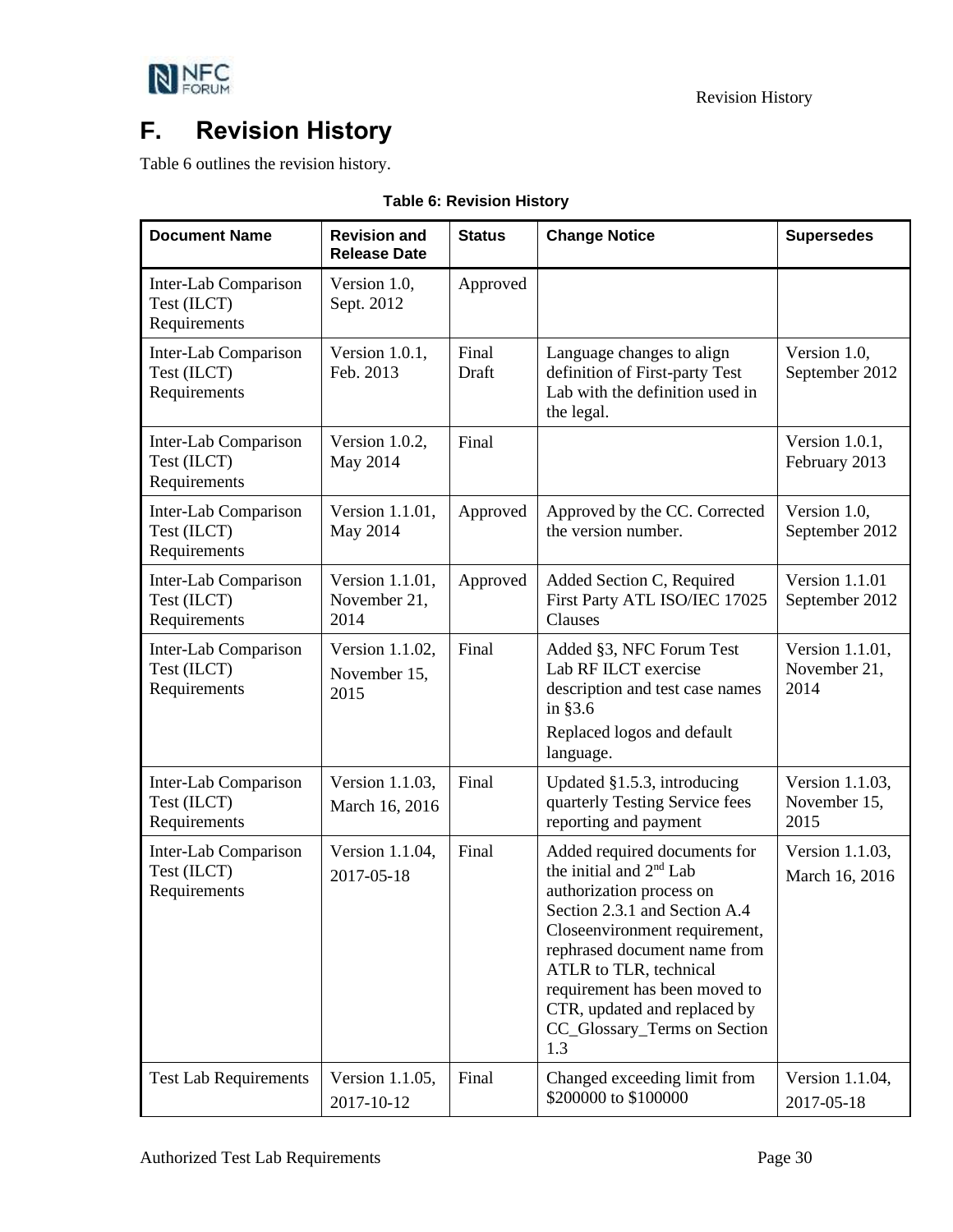# F. Revision History

Table 6 outlines the revision history.

**Table 6: Revision History**

| Document Name | Revision and Release Date | Status | Change Notice | Supersedes |
|---|---|---|---|---|
| Inter-Lab Comparison Test (ILCT) Requirements | Version 1.0, Sept. 2012 | Approved | | |
| Inter-Lab Comparison Test (ILCT) Requirements | Version 1.0.1, Feb. 2013 | Final Draft | Language changes to align definition of First-party Test Lab with the definition used in the legal. | Version 1.0, September 2012 |
| Inter-Lab Comparison Test (ILCT) Requirements | Version 1.0.2, May 2014 | Final | | Version 1.0.1, February 2013 |
| Inter-Lab Comparison Test (ILCT) Requirements | Version 1.1.01, May 2014 | Approved | Approved by the CC. Corrected the version number. | Version 1.0, September 2012 |
| Inter-Lab Comparison Test (ILCT) Requirements | Version 1.1.01, November 21, 2014 | Approved | Added Section C, Required First Party ATL ISO/IEC 17025 Clauses | Version 1.1.01 September 2012 |
| Inter-Lab Comparison Test (ILCT) Requirements | Version 1.1.02, November 15, 2015 | Final | Added §3, NFC Forum Test Lab RF ILCT exercise description and test case names in §3.6<br>Replaced logos and default language. | Version 1.1.01, November 21, 2014 |
| Inter-Lab Comparison Test (ILCT) Requirements | Version 1.1.03, March 16, 2016 | Final | Updated §1.5.3, introducing quarterly Testing Service fees reporting and payment | Version 1.1.03, November 15, 2015 |
| Inter-Lab Comparison Test (ILCT) Requirements | Version 1.1.04, 2017-05-18 | Final | Added required documents for the initial and 2nd Lab authorization process on Section 2.3.1 and Section A.4 Closeenvironment requirement, rephrased document name from ATLR to TLR, technical requirement has been moved to CTR, updated and replaced by CC_Glossary_Terms on Section 1.3 | Version 1.1.03, March 16, 2016 |
| Test Lab Requirements | Version 1.1.05, 2017-10-12 | Final | Changed exceeding limit from $200000 to $100000 | Version 1.1.04, 2017-05-18 |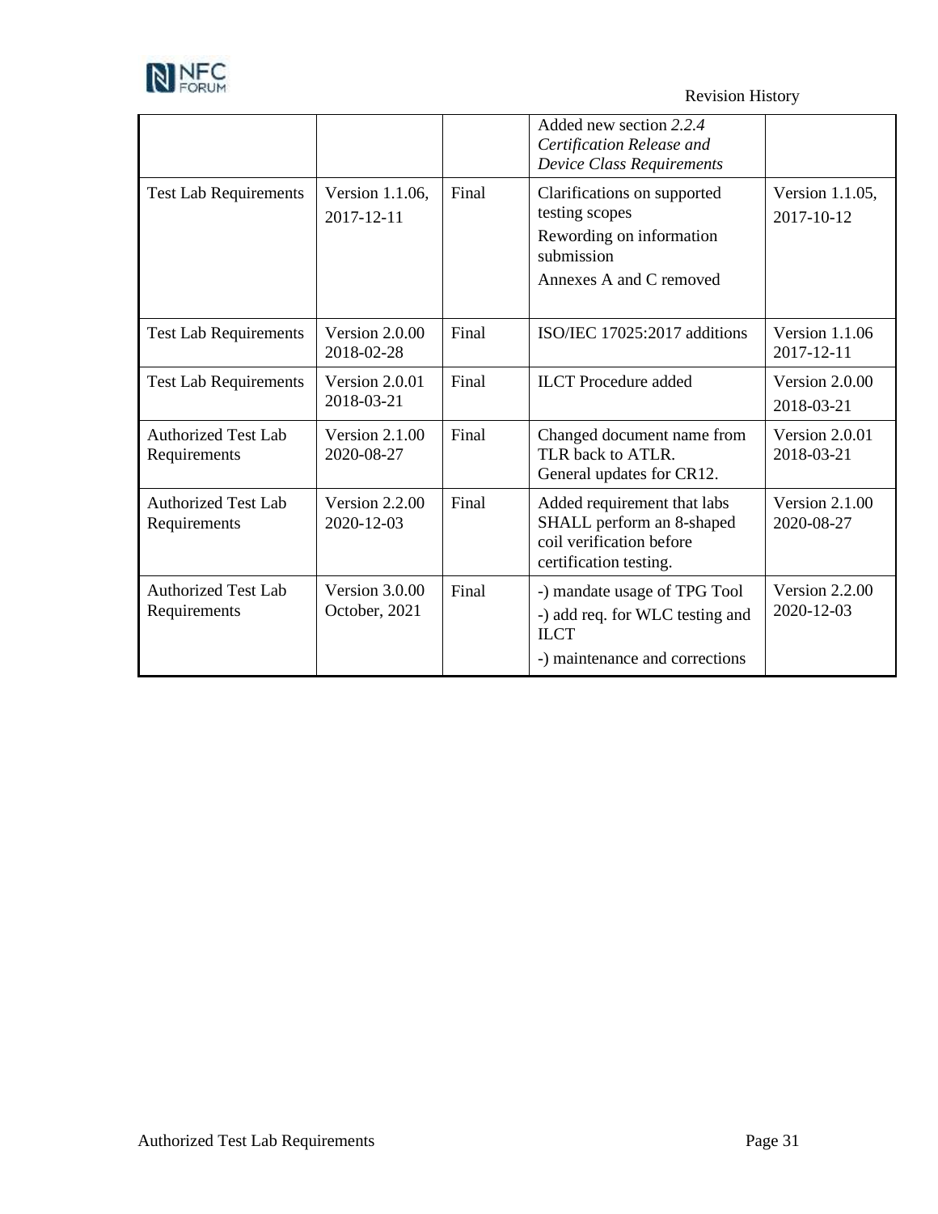| | | | | |
|---|---|---|---|---|
| | | | Added new section *2.2.4 Certification Release and Device Class Requirements* | |
| Test Lab Requirements | Version 1.1.06, 2017-12-11 | Final | Clarifications on supported testing scopes<br>Rewording on information submission<br>Annexes A and C removed | Version 1.1.05, 2017-10-12 |
| Test Lab Requirements | Version 2.0.00 2018-02-28 | Final | ISO/IEC 17025:2017 additions | Version 1.1.06 2017-12-11 |
| Test Lab Requirements | Version 2.0.01 2018-03-21 | Final | ILCT Procedure added | Version 2.0.00 2018-03-21 |
| Authorized Test Lab Requirements | Version 2.1.00 2020-08-27 | Final | Changed document name from TLR back to ATLR.<br>General updates for CR12. | Version 2.0.01 2018-03-21 |
| Authorized Test Lab Requirements | Version 2.2.00 2020-12-03 | Final | Added requirement that labs SHALL perform an 8-shaped coil verification before certification testing. | Version 2.1.00 2020-08-27 |
| Authorized Test Lab Requirements | Version 3.0.00 October, 2021 | Final | -) mandate usage of TPG Tool<br>-) add req. for WLC testing and ILCT<br>-) maintenance and corrections | Version 2.2.00 2020-12-03 |